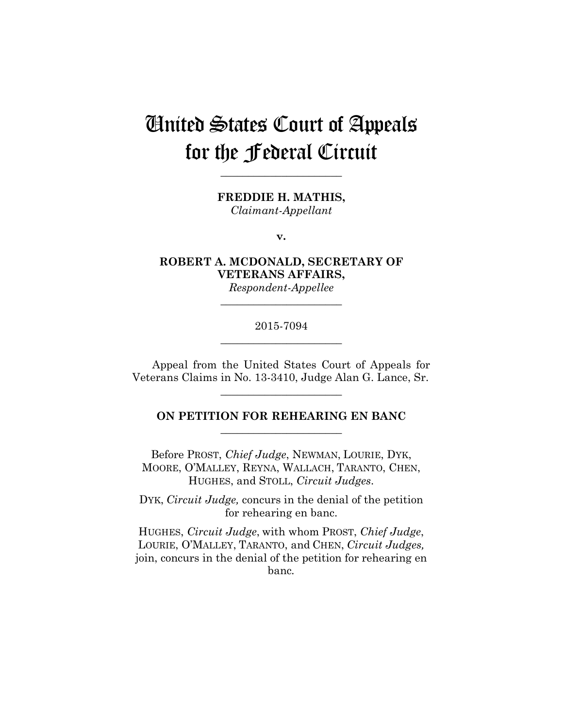# United States Court of Appeals for the Federal Circuit

---

**FREDDIE H. MATHIS,**
*Claimant-Appellant*

**v.**

**ROBERT A. MCDONALD, SECRETARY OF VETERANS AFFAIRS,**
*Respondent-Appellee*

---

2015-7094

---

Appeal from the United States Court of Appeals for Veterans Claims in No. 13-3410, Judge Alan G. Lance, Sr.

---

**ON PETITION FOR REHEARING EN BANC**

---

Before PROST, *Chief Judge*, NEWMAN, LOURIE, DYK, MOORE, O'MALLEY, REYNA, WALLACH, TARANTO, CHEN, HUGHES, and STOLL, *Circuit Judges*.

DYK, *Circuit Judge,* concurs in the denial of the petition for rehearing en banc.

HUGHES, *Circuit Judge*, with whom PROST, *Chief Judge*, LOURIE, O'MALLEY, TARANTO, and CHEN, *Circuit Judges,* join, concurs in the denial of the petition for rehearing en banc.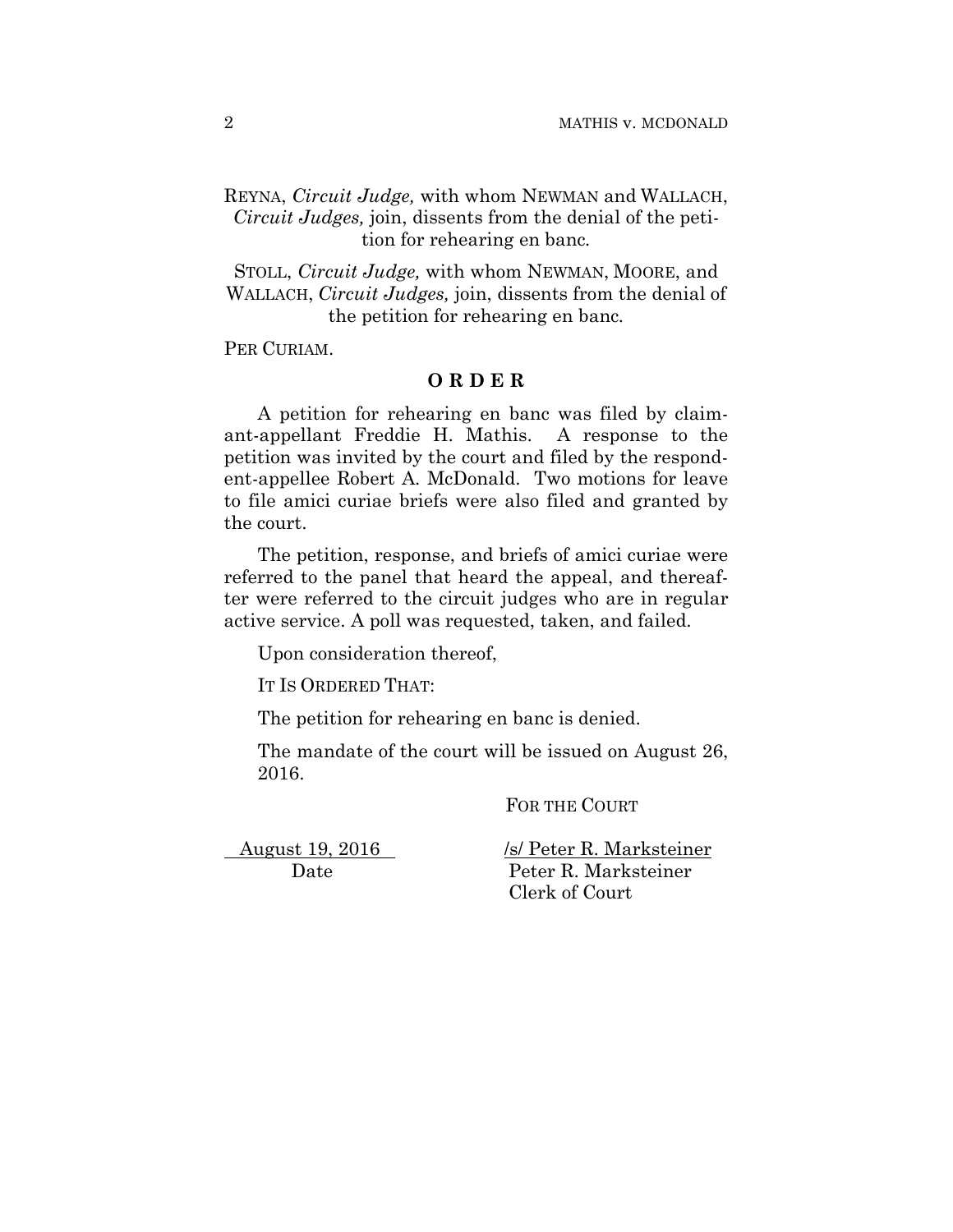REYNA, *Circuit Judge,* with whom NEWMAN and WALLACH, *Circuit Judges,* join, dissents from the denial of the petition for rehearing en banc.

STOLL, *Circuit Judge,* with whom NEWMAN, MOORE, and WALLACH, *Circuit Judges,* join, dissents from the denial of the petition for rehearing en banc.

PER CURIAM.

**O R D E R**

A petition for rehearing en banc was filed by claimant-appellant Freddie H. Mathis. A response to the petition was invited by the court and filed by the respondent-appellee Robert A. McDonald. Two motions for leave to file amici curiae briefs were also filed and granted by the court.

The petition, response, and briefs of amici curiae were referred to the panel that heard the appeal, and thereafter were referred to the circuit judges who are in regular active service. A poll was requested, taken, and failed.

Upon consideration thereof,

IT IS ORDERED THAT:

The petition for rehearing en banc is denied.

The mandate of the court will be issued on August 26, 2016.

FOR THE COURT

August 19, 2016
Date

/s/ Peter R. Marksteiner
Peter R. Marksteiner
Clerk of Court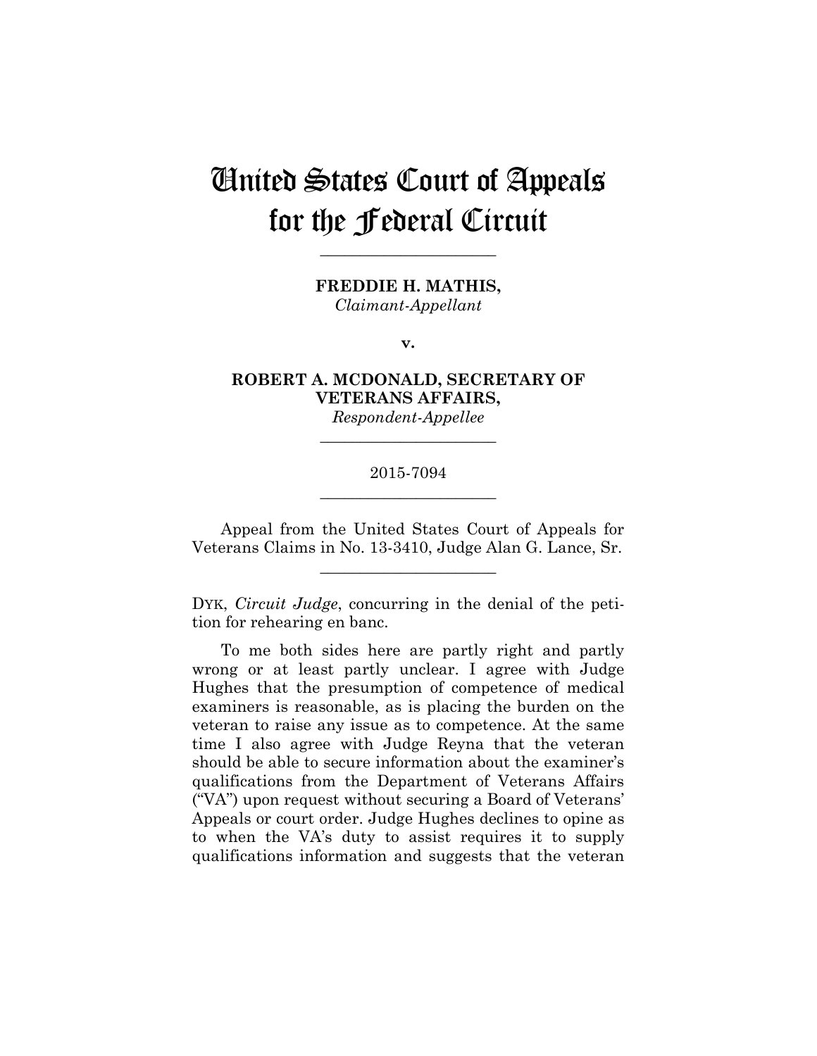# United States Court of Appeals for the Federal Circuit

---

**FREDDIE H. MATHIS,**
*Claimant-Appellant*

**v.**

**ROBERT A. MCDONALD, SECRETARY OF VETERANS AFFAIRS,**
*Respondent-Appellee*

---

2015-7094

---

Appeal from the United States Court of Appeals for Veterans Claims in No. 13-3410, Judge Alan G. Lance, Sr.

---

DYK, *Circuit Judge*, concurring in the denial of the petition for rehearing en banc.

To me both sides here are partly right and partly wrong or at least partly unclear. I agree with Judge Hughes that the presumption of competence of medical examiners is reasonable, as is placing the burden on the veteran to raise any issue as to competence. At the same time I also agree with Judge Reyna that the veteran should be able to secure information about the examiner's qualifications from the Department of Veterans Affairs ("VA") upon request without securing a Board of Veterans' Appeals or court order. Judge Hughes declines to opine as to when the VA's duty to assist requires it to supply qualifications information and suggests that the veteran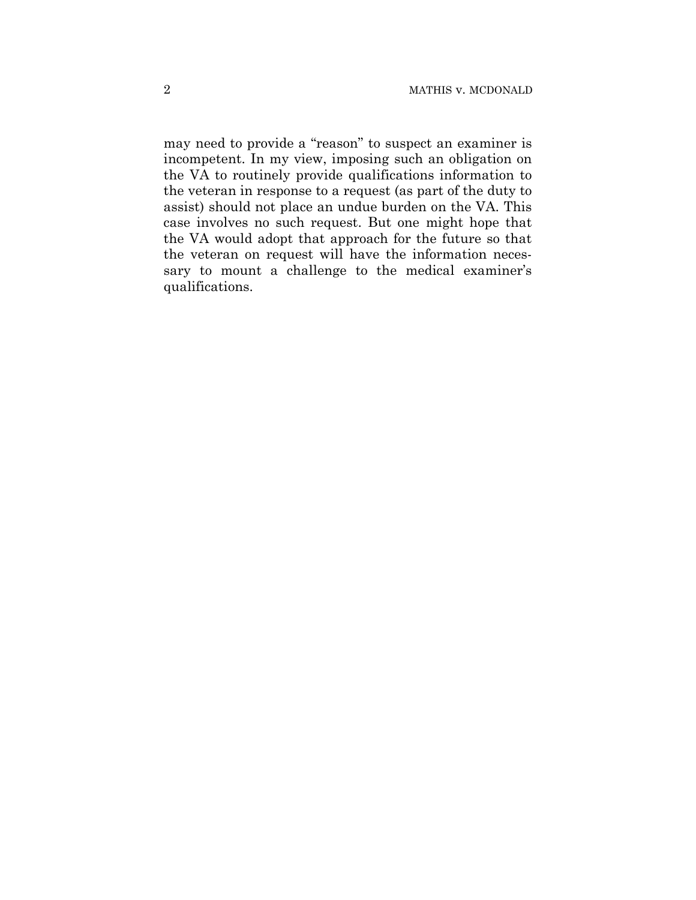may need to provide a "reason" to suspect an examiner is incompetent. In my view, imposing such an obligation on the VA to routinely provide qualifications information to the veteran in response to a request (as part of the duty to assist) should not place an undue burden on the VA. This case involves no such request. But one might hope that the VA would adopt that approach for the future so that the veteran on request will have the information necessary to mount a challenge to the medical examiner's qualifications.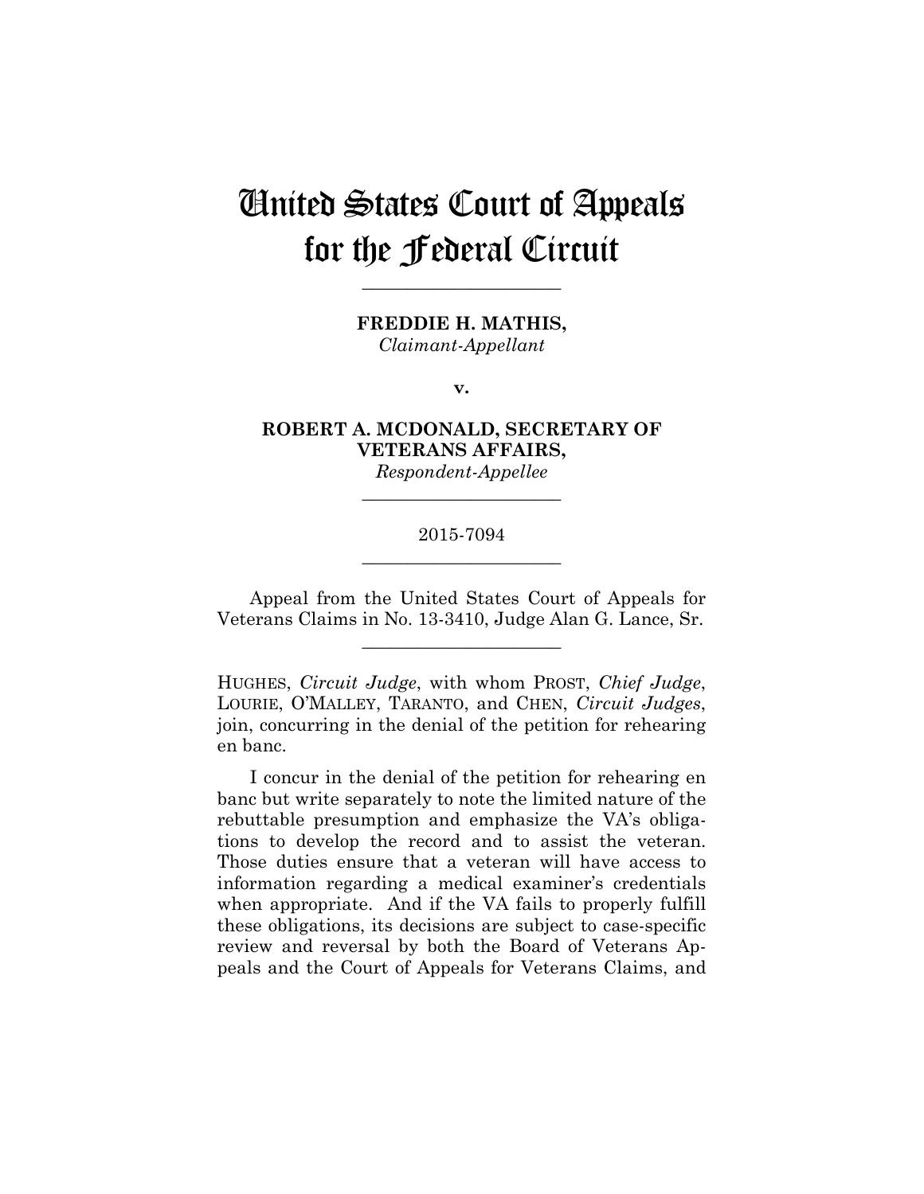# United States Court of Appeals for the Federal Circuit

---

**FREDDIE H. MATHIS,**
*Claimant-Appellant*

**v.**

**ROBERT A. MCDONALD, SECRETARY OF VETERANS AFFAIRS,**
*Respondent-Appellee*

---

2015-7094

---

Appeal from the United States Court of Appeals for Veterans Claims in No. 13-3410, Judge Alan G. Lance, Sr.

---

HUGHES, *Circuit Judge*, with whom PROST, *Chief Judge*, LOURIE, O'MALLEY, TARANTO, and CHEN, *Circuit Judges*, join, concurring in the denial of the petition for rehearing en banc.

I concur in the denial of the petition for rehearing en banc but write separately to note the limited nature of the rebuttable presumption and emphasize the VA's obligations to develop the record and to assist the veteran. Those duties ensure that a veteran will have access to information regarding a medical examiner's credentials when appropriate. And if the VA fails to properly fulfill these obligations, its decisions are subject to case-specific review and reversal by both the Board of Veterans Appeals and the Court of Appeals for Veterans Claims, and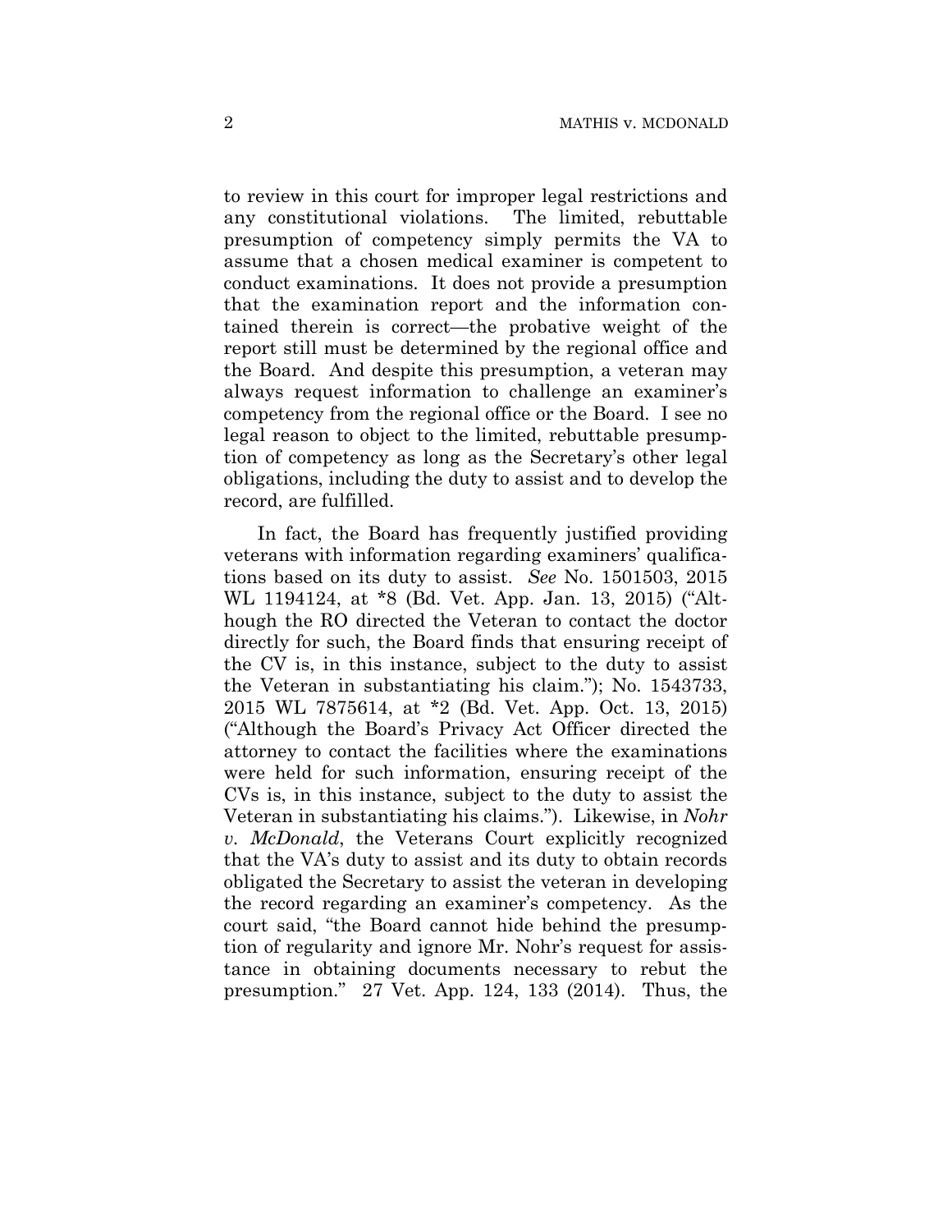to review in this court for improper legal restrictions and any constitutional violations. The limited, rebuttable presumption of competency simply permits the VA to assume that a chosen medical examiner is competent to conduct examinations. It does not provide a presumption that the examination report and the information contained therein is correct—the probative weight of the report still must be determined by the regional office and the Board. And despite this presumption, a veteran may always request information to challenge an examiner's competency from the regional office or the Board. I see no legal reason to object to the limited, rebuttable presumption of competency as long as the Secretary's other legal obligations, including the duty to assist and to develop the record, are fulfilled.

In fact, the Board has frequently justified providing veterans with information regarding examiners' qualifications based on its duty to assist. *See* No. 1501503, 2015 WL 1194124, at *8 (Bd. Vet. App. Jan. 13, 2015) ("Although the RO directed the Veteran to contact the doctor directly for such, the Board finds that ensuring receipt of the CV is, in this instance, subject to the duty to assist the Veteran in substantiating his claim."); No. 1543733, 2015 WL 7875614, at *2 (Bd. Vet. App. Oct. 13, 2015) ("Although the Board's Privacy Act Officer directed the attorney to contact the facilities where the examinations were held for such information, ensuring receipt of the CVs is, in this instance, subject to the duty to assist the Veteran in substantiating his claims."). Likewise, in *Nohr v. McDonald*, the Veterans Court explicitly recognized that the VA's duty to assist and its duty to obtain records obligated the Secretary to assist the veteran in developing the record regarding an examiner's competency. As the court said, "the Board cannot hide behind the presumption of regularity and ignore Mr. Nohr's request for assistance in obtaining documents necessary to rebut the presumption." 27 Vet. App. 124, 133 (2014). Thus, the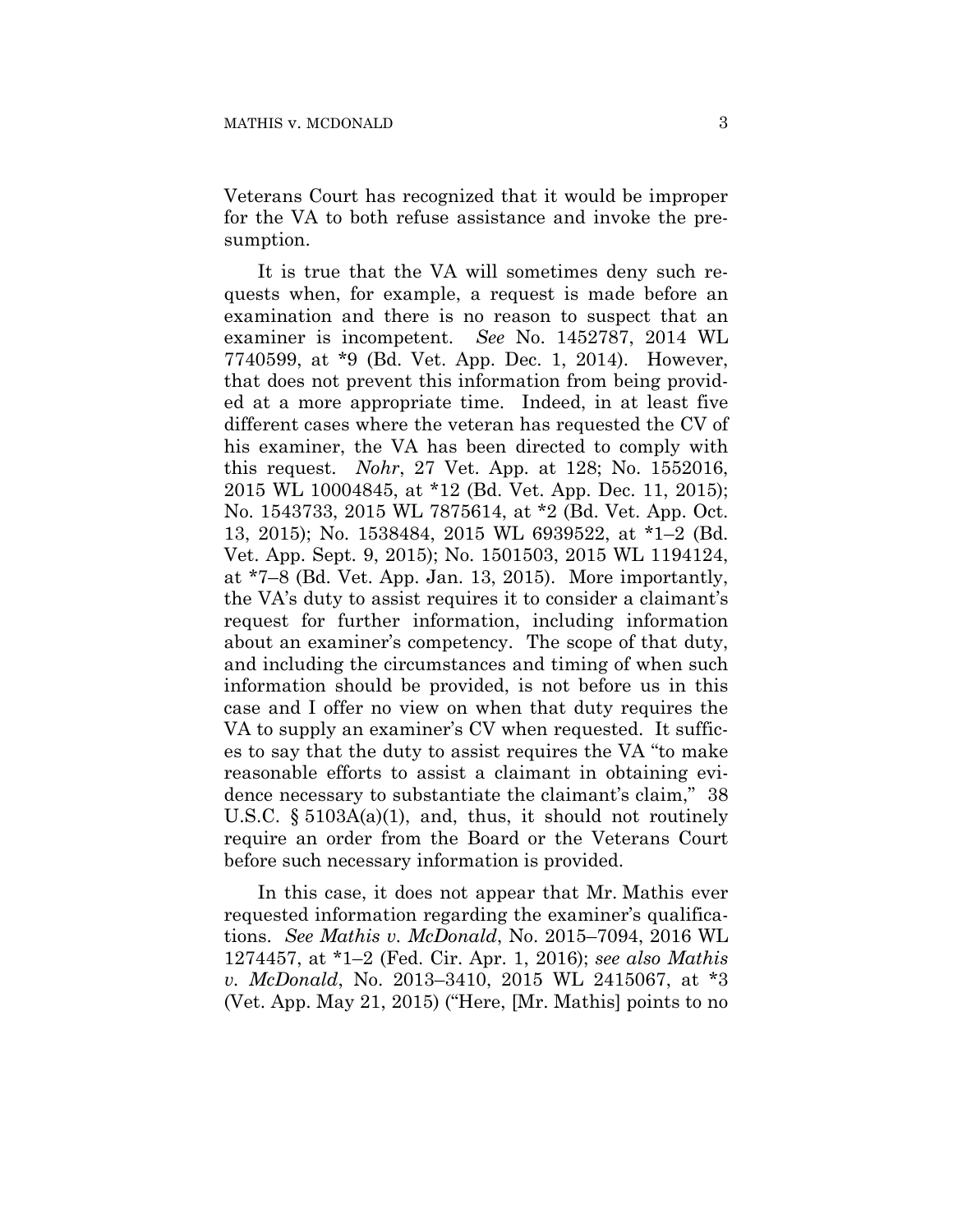Veterans Court has recognized that it would be improper for the VA to both refuse assistance and invoke the presumption.

It is true that the VA will sometimes deny such requests when, for example, a request is made before an examination and there is no reason to suspect that an examiner is incompetent. *See* No. 1452787, 2014 WL 7740599, at *9 (Bd. Vet. App. Dec. 1, 2014). However, that does not prevent this information from being provided at a more appropriate time. Indeed, in at least five different cases where the veteran has requested the CV of his examiner, the VA has been directed to comply with this request. *Nohr*, 27 Vet. App. at 128; No. 1552016, 2015 WL 10004845, at *12 (Bd. Vet. App. Dec. 11, 2015); No. 1543733, 2015 WL 7875614, at *2 (Bd. Vet. App. Oct. 13, 2015); No. 1538484, 2015 WL 6939522, at *1–2 (Bd. Vet. App. Sept. 9, 2015); No. 1501503, 2015 WL 1194124, at *7–8 (Bd. Vet. App. Jan. 13, 2015). More importantly, the VA's duty to assist requires it to consider a claimant's request for further information, including information about an examiner's competency. The scope of that duty, and including the circumstances and timing of when such information should be provided, is not before us in this case and I offer no view on when that duty requires the VA to supply an examiner's CV when requested. It suffices to say that the duty to assist requires the VA "to make reasonable efforts to assist a claimant in obtaining evidence necessary to substantiate the claimant's claim," 38 U.S.C. § 5103A(a)(1), and, thus, it should not routinely require an order from the Board or the Veterans Court before such necessary information is provided.

In this case, it does not appear that Mr. Mathis ever requested information regarding the examiner's qualifications. *See Mathis v. McDonald*, No. 2015–7094, 2016 WL 1274457, at *1–2 (Fed. Cir. Apr. 1, 2016); *see also Mathis v. McDonald*, No. 2013–3410, 2015 WL 2415067, at *3 (Vet. App. May 21, 2015) ("Here, [Mr. Mathis] points to no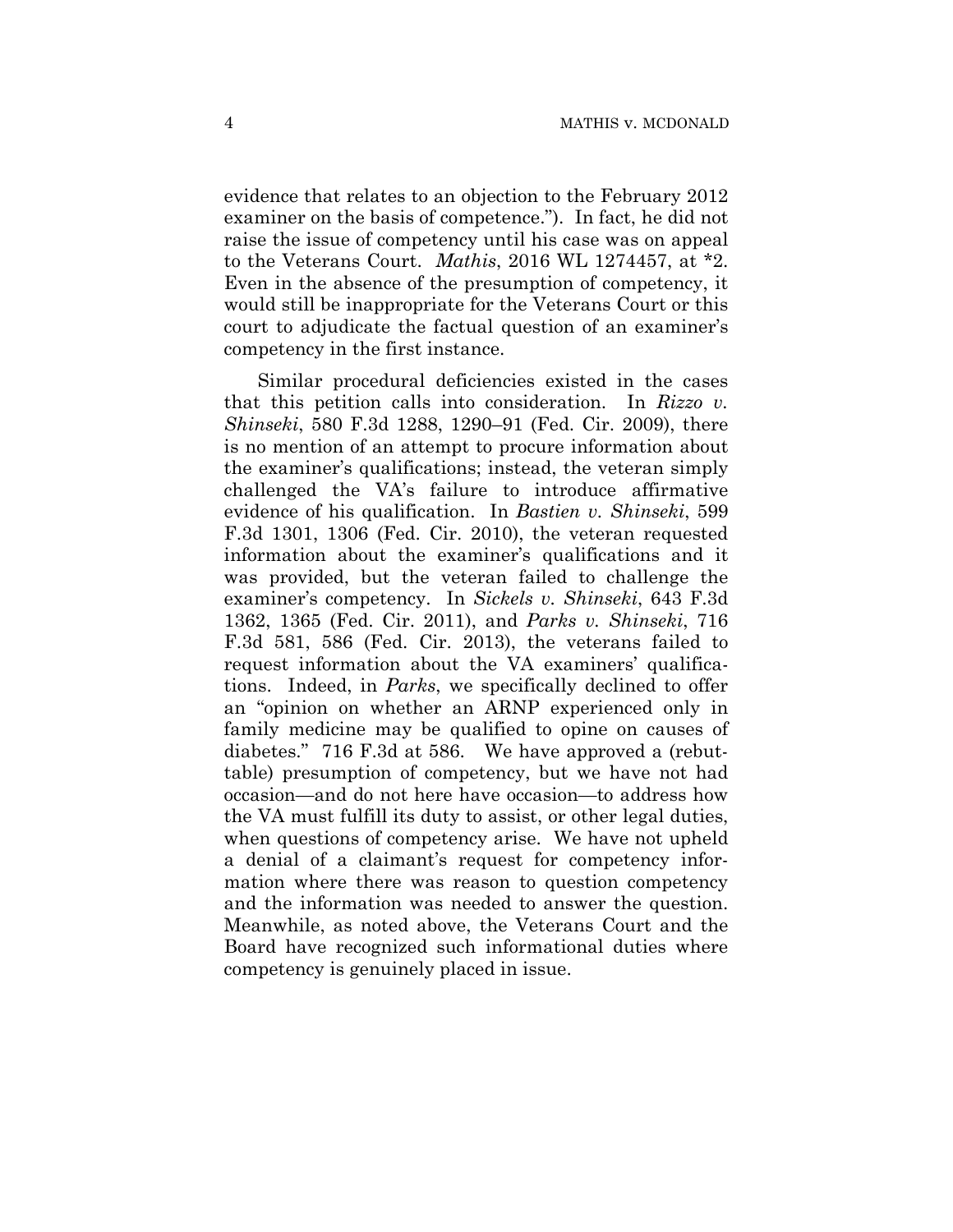evidence that relates to an objection to the February 2012 examiner on the basis of competence."). In fact, he did not raise the issue of competency until his case was on appeal to the Veterans Court. *Mathis*, 2016 WL 1274457, at *2. Even in the absence of the presumption of competency, it would still be inappropriate for the Veterans Court or this court to adjudicate the factual question of an examiner's competency in the first instance.

Similar procedural deficiencies existed in the cases that this petition calls into consideration. In *Rizzo v. Shinseki*, 580 F.3d 1288, 1290–91 (Fed. Cir. 2009), there is no mention of an attempt to procure information about the examiner's qualifications; instead, the veteran simply challenged the VA's failure to introduce affirmative evidence of his qualification. In *Bastien v. Shinseki*, 599 F.3d 1301, 1306 (Fed. Cir. 2010), the veteran requested information about the examiner's qualifications and it was provided, but the veteran failed to challenge the examiner's competency. In *Sickels v. Shinseki*, 643 F.3d 1362, 1365 (Fed. Cir. 2011), and *Parks v. Shinseki*, 716 F.3d 581, 586 (Fed. Cir. 2013), the veterans failed to request information about the VA examiners' qualifications. Indeed, in *Parks*, we specifically declined to offer an "opinion on whether an ARNP experienced only in family medicine may be qualified to opine on causes of diabetes." 716 F.3d at 586. We have approved a (rebuttable) presumption of competency, but we have not had occasion—and do not here have occasion—to address how the VA must fulfill its duty to assist, or other legal duties, when questions of competency arise. We have not upheld a denial of a claimant's request for competency information where there was reason to question competency and the information was needed to answer the question. Meanwhile, as noted above, the Veterans Court and the Board have recognized such informational duties where competency is genuinely placed in issue.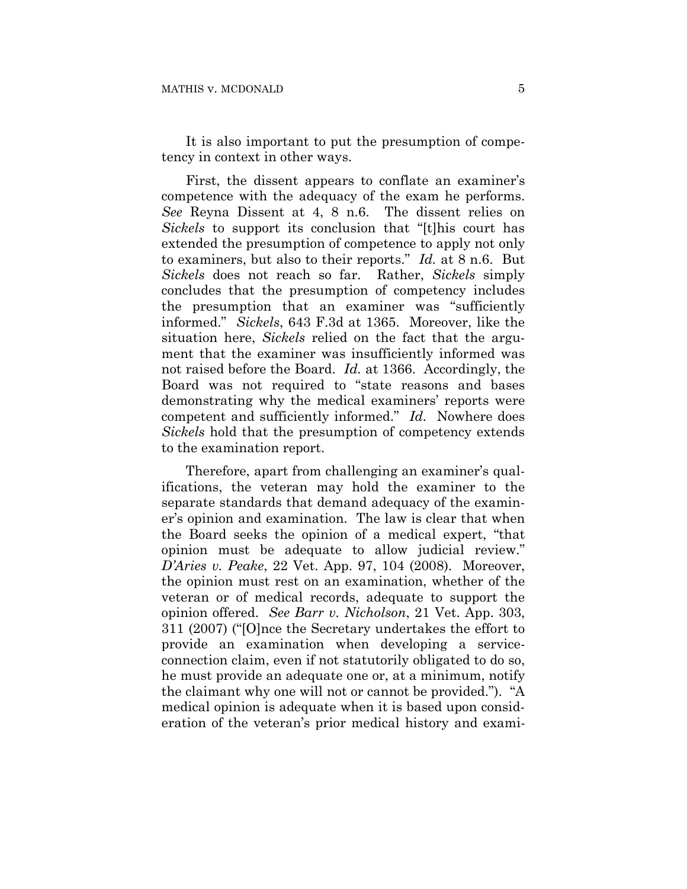It is also important to put the presumption of competency in context in other ways.

First, the dissent appears to conflate an examiner's competence with the adequacy of the exam he performs. *See* Reyna Dissent at 4, 8 n.6. The dissent relies on *Sickels* to support its conclusion that "[t]his court has extended the presumption of competence to apply not only to examiners, but also to their reports." *Id.* at 8 n.6. But *Sickels* does not reach so far. Rather, *Sickels* simply concludes that the presumption of competency includes the presumption that an examiner was "sufficiently informed." *Sickels*, 643 F.3d at 1365. Moreover, like the situation here, *Sickels* relied on the fact that the argument that the examiner was insufficiently informed was not raised before the Board. *Id.* at 1366. Accordingly, the Board was not required to "state reasons and bases demonstrating why the medical examiners' reports were competent and sufficiently informed." *Id.* Nowhere does *Sickels* hold that the presumption of competency extends to the examination report.

Therefore, apart from challenging an examiner's qualifications, the veteran may hold the examiner to the separate standards that demand adequacy of the examiner's opinion and examination. The law is clear that when the Board seeks the opinion of a medical expert, "that opinion must be adequate to allow judicial review." *D'Aries v. Peake*, 22 Vet. App. 97, 104 (2008). Moreover, the opinion must rest on an examination, whether of the veteran or of medical records, adequate to support the opinion offered. *See Barr v. Nicholson*, 21 Vet. App. 303, 311 (2007) ("[O]nce the Secretary undertakes the effort to provide an examination when developing a service-connection claim, even if not statutorily obligated to do so, he must provide an adequate one or, at a minimum, notify the claimant why one will not or cannot be provided."). "A medical opinion is adequate when it is based upon consideration of the veteran's prior medical history and exami-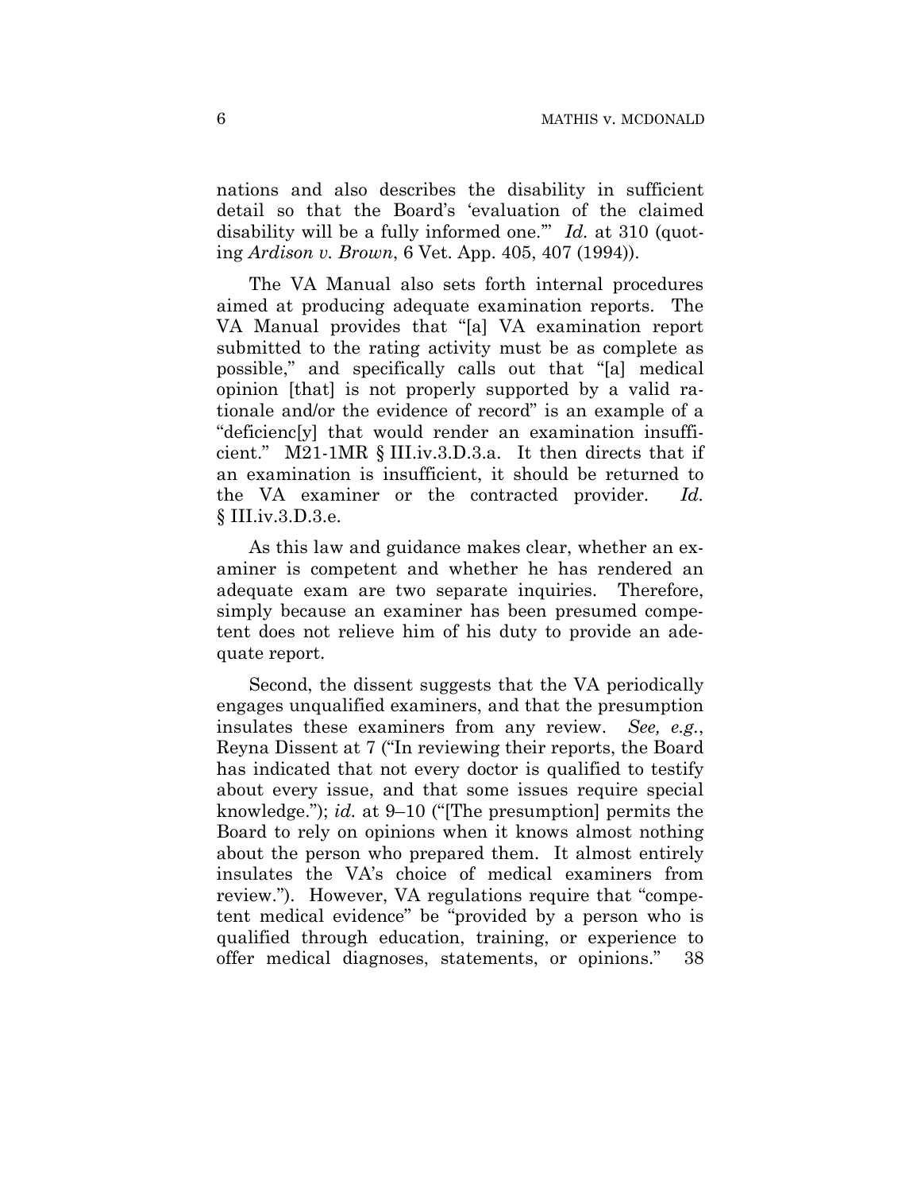nations and also describes the disability in sufficient detail so that the Board's 'evaluation of the claimed disability will be a fully informed one.'" *Id.* at 310 (quoting *Ardison v. Brown*, 6 Vet. App. 405, 407 (1994)).

The VA Manual also sets forth internal procedures aimed at producing adequate examination reports. The VA Manual provides that "[a] VA examination report submitted to the rating activity must be as complete as possible," and specifically calls out that "[a] medical opinion [that] is not properly supported by a valid rationale and/or the evidence of record" is an example of a "deficienc[y] that would render an examination insufficient." M21-1MR § III.iv.3.D.3.a. It then directs that if an examination is insufficient, it should be returned to the VA examiner or the contracted provider. *Id.* § III.iv.3.D.3.e.

As this law and guidance makes clear, whether an examiner is competent and whether he has rendered an adequate exam are two separate inquiries. Therefore, simply because an examiner has been presumed competent does not relieve him of his duty to provide an adequate report.

Second, the dissent suggests that the VA periodically engages unqualified examiners, and that the presumption insulates these examiners from any review. *See, e.g.*, Reyna Dissent at 7 ("In reviewing their reports, the Board has indicated that not every doctor is qualified to testify about every issue, and that some issues require special knowledge."); *id.* at 9–10 ("[The presumption] permits the Board to rely on opinions when it knows almost nothing about the person who prepared them. It almost entirely insulates the VA's choice of medical examiners from review."). However, VA regulations require that "competent medical evidence" be "provided by a person who is qualified through education, training, or experience to offer medical diagnoses, statements, or opinions." 38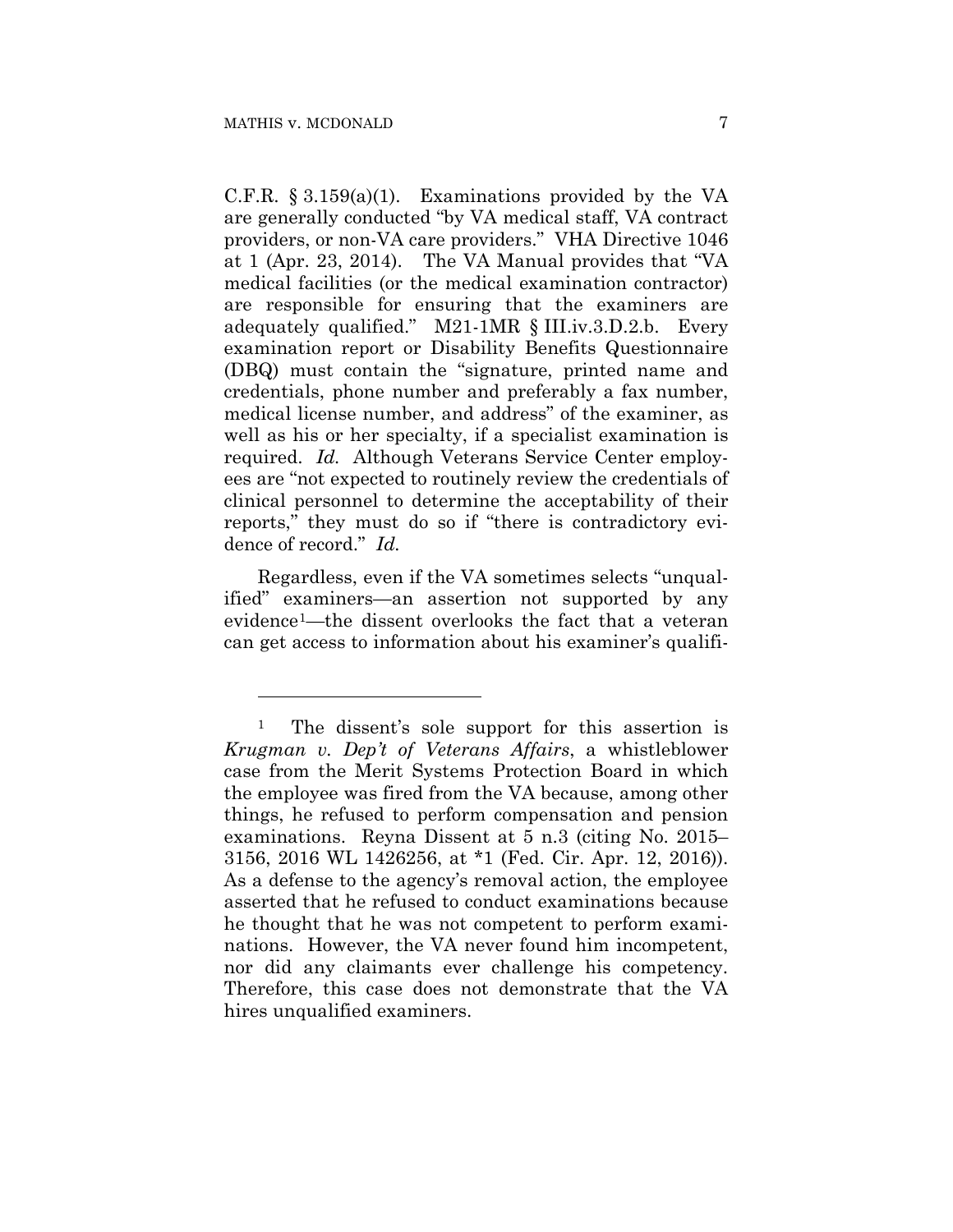C.F.R. § 3.159(a)(1). Examinations provided by the VA are generally conducted "by VA medical staff, VA contract providers, or non-VA care providers." VHA Directive 1046 at 1 (Apr. 23, 2014). The VA Manual provides that "VA medical facilities (or the medical examination contractor) are responsible for ensuring that the examiners are adequately qualified." M21-1MR § III.iv.3.D.2.b. Every examination report or Disability Benefits Questionnaire (DBQ) must contain the "signature, printed name and credentials, phone number and preferably a fax number, medical license number, and address" of the examiner, as well as his or her specialty, if a specialist examination is required. *Id.* Although Veterans Service Center employees are "not expected to routinely review the credentials of clinical personnel to determine the acceptability of their reports," they must do so if "there is contradictory evidence of record." *Id.*

Regardless, even if the VA sometimes selects "unqualified" examiners—an assertion not supported by any evidence[1]—the dissent overlooks the fact that a veteran can get access to information about his examiner's qualifi-

---

[1] The dissent's sole support for this assertion is *Krugman v. Dep't of Veterans Affairs*, a whistleblower case from the Merit Systems Protection Board in which the employee was fired from the VA because, among other things, he refused to perform compensation and pension examinations. Reyna Dissent at 5 n.3 (citing No. 2015–3156, 2016 WL 1426256, at *1 (Fed. Cir. Apr. 12, 2016)). As a defense to the agency's removal action, the employee asserted that he refused to conduct examinations because he thought that he was not competent to perform examinations. However, the VA never found him incompetent, nor did any claimants ever challenge his competency. Therefore, this case does not demonstrate that the VA hires unqualified examiners.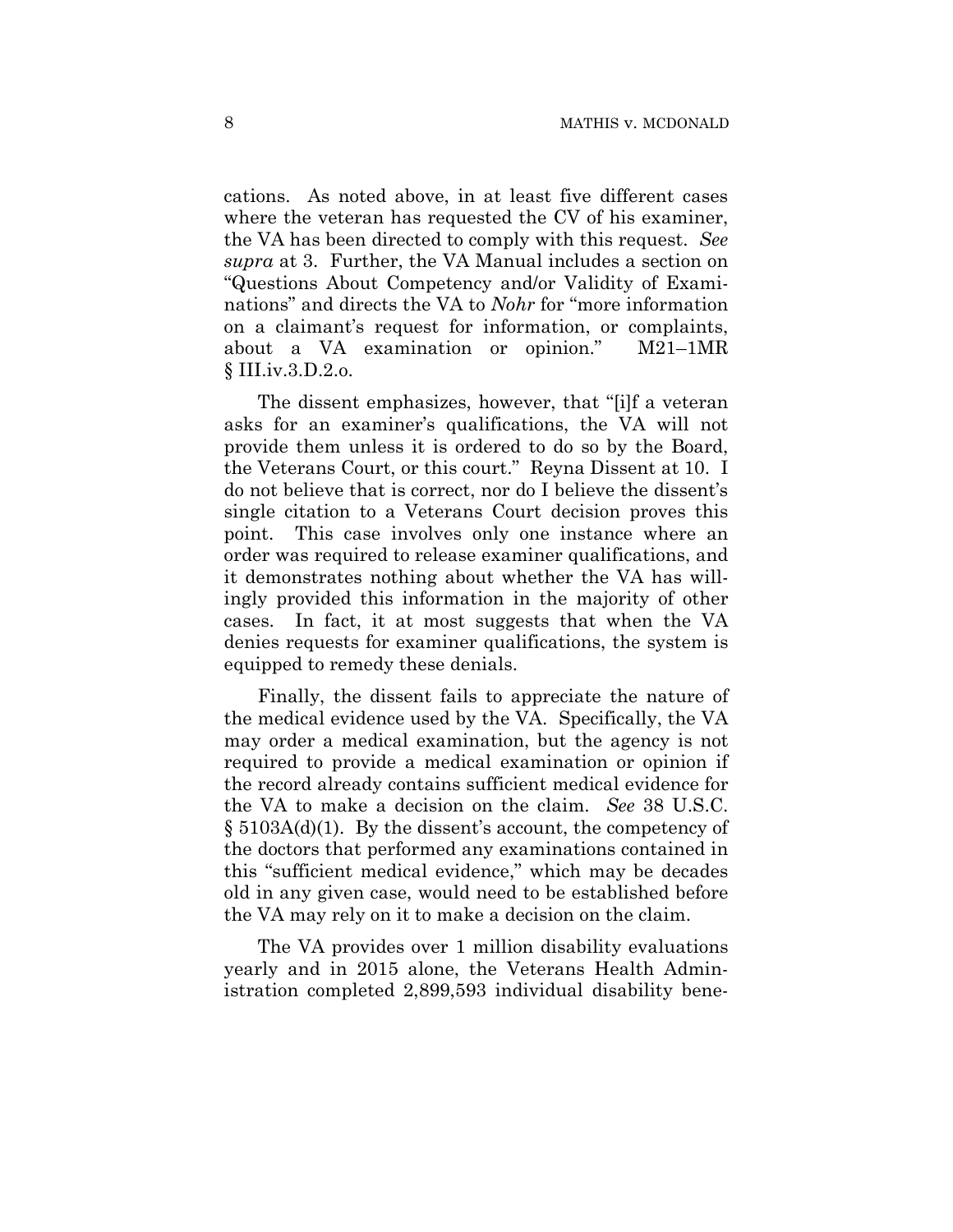cations. As noted above, in at least five different cases where the veteran has requested the CV of his examiner, the VA has been directed to comply with this request. *See supra* at 3. Further, the VA Manual includes a section on "Questions About Competency and/or Validity of Examinations" and directs the VA to *Nohr* for "more information on a claimant's request for information, or complaints, about a VA examination or opinion." M21–1MR § III.iv.3.D.2.o.

The dissent emphasizes, however, that "[i]f a veteran asks for an examiner's qualifications, the VA will not provide them unless it is ordered to do so by the Board, the Veterans Court, or this court." Reyna Dissent at 10. I do not believe that is correct, nor do I believe the dissent's single citation to a Veterans Court decision proves this point. This case involves only one instance where an order was required to release examiner qualifications, and it demonstrates nothing about whether the VA has willingly provided this information in the majority of other cases. In fact, it at most suggests that when the VA denies requests for examiner qualifications, the system is equipped to remedy these denials.

Finally, the dissent fails to appreciate the nature of the medical evidence used by the VA. Specifically, the VA may order a medical examination, but the agency is not required to provide a medical examination or opinion if the record already contains sufficient medical evidence for the VA to make a decision on the claim. *See* 38 U.S.C. § 5103A(d)(1). By the dissent's account, the competency of the doctors that performed any examinations contained in this "sufficient medical evidence," which may be decades old in any given case, would need to be established before the VA may rely on it to make a decision on the claim.

The VA provides over 1 million disability evaluations yearly and in 2015 alone, the Veterans Health Administration completed 2,899,593 individual disability bene-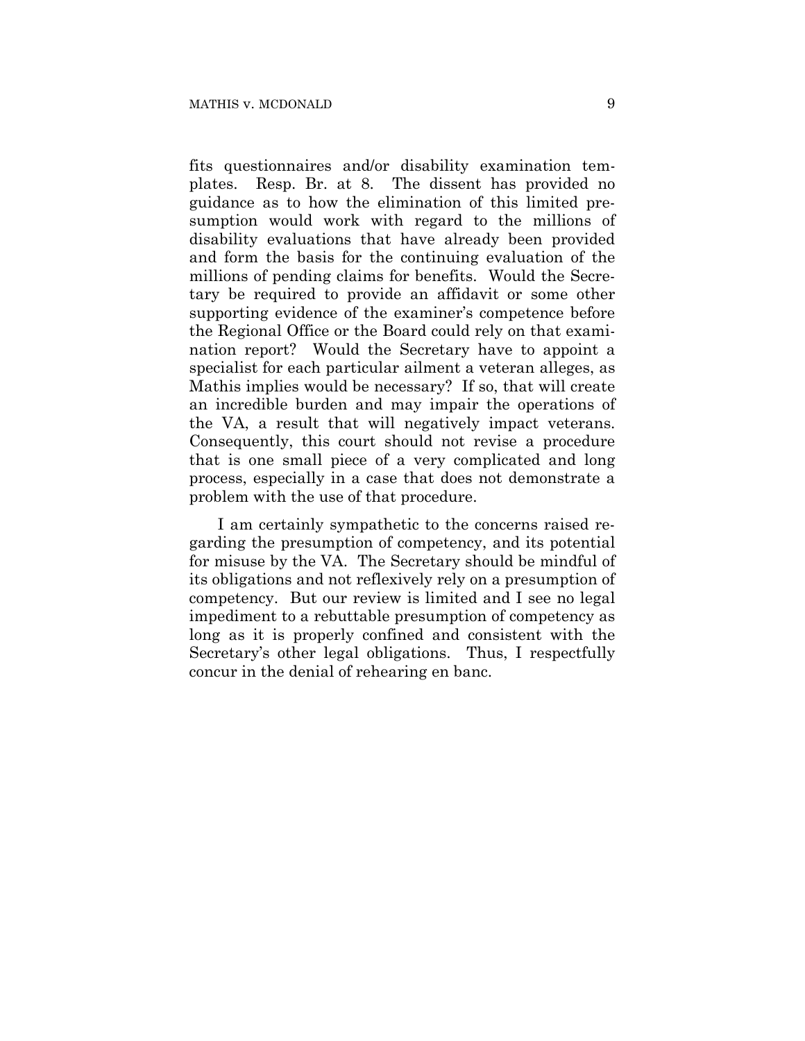fits questionnaires and/or disability examination templates. Resp. Br. at 8. The dissent has provided no guidance as to how the elimination of this limited presumption would work with regard to the millions of disability evaluations that have already been provided and form the basis for the continuing evaluation of the millions of pending claims for benefits. Would the Secretary be required to provide an affidavit or some other supporting evidence of the examiner's competence before the Regional Office or the Board could rely on that examination report? Would the Secretary have to appoint a specialist for each particular ailment a veteran alleges, as Mathis implies would be necessary? If so, that will create an incredible burden and may impair the operations of the VA, a result that will negatively impact veterans. Consequently, this court should not revise a procedure that is one small piece of a very complicated and long process, especially in a case that does not demonstrate a problem with the use of that procedure.

I am certainly sympathetic to the concerns raised regarding the presumption of competency, and its potential for misuse by the VA. The Secretary should be mindful of its obligations and not reflexively rely on a presumption of competency. But our review is limited and I see no legal impediment to a rebuttable presumption of competency as long as it is properly confined and consistent with the Secretary's other legal obligations. Thus, I respectfully concur in the denial of rehearing en banc.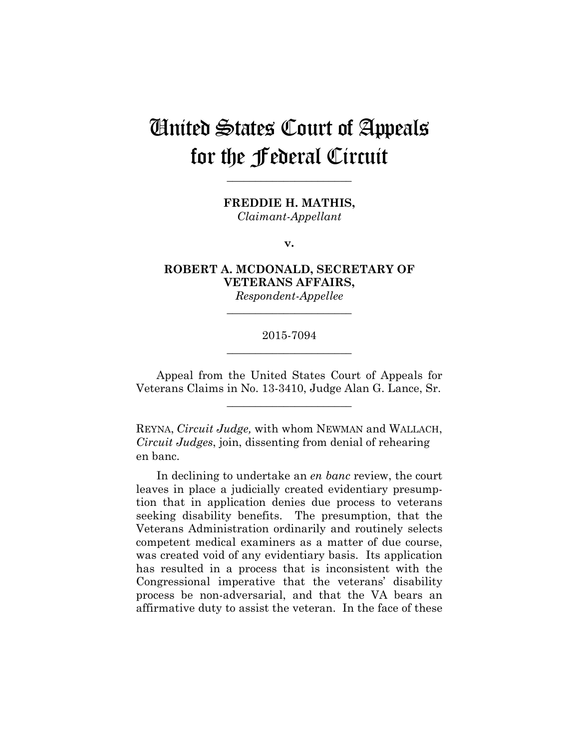# United States Court of Appeals for the Federal Circuit

---

**FREDDIE H. MATHIS,**
*Claimant-Appellant*

**v.**

**ROBERT A. MCDONALD, SECRETARY OF VETERANS AFFAIRS,**
*Respondent-Appellee*

---

2015-7094

---

Appeal from the United States Court of Appeals for Veterans Claims in No. 13-3410, Judge Alan G. Lance, Sr.

---

REYNA, *Circuit Judge,* with whom NEWMAN and WALLACH, *Circuit Judges*, join, dissenting from denial of rehearing en banc.

In declining to undertake an *en banc* review, the court leaves in place a judicially created evidentiary presumption that in application denies due process to veterans seeking disability benefits. The presumption, that the Veterans Administration ordinarily and routinely selects competent medical examiners as a matter of due course, was created void of any evidentiary basis. Its application has resulted in a process that is inconsistent with the Congressional imperative that the veterans' disability process be non-adversarial, and that the VA bears an affirmative duty to assist the veteran. In the face of these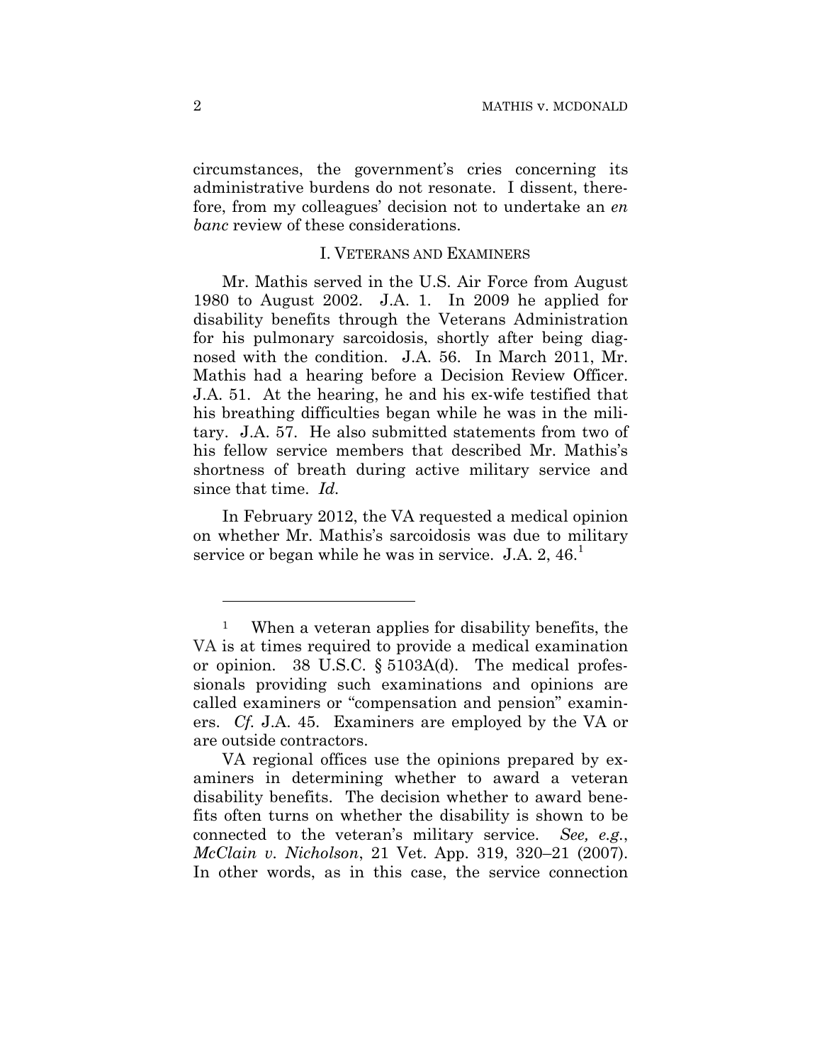circumstances, the government's cries concerning its administrative burdens do not resonate. I dissent, therefore, from my colleagues' decision not to undertake an *en banc* review of these considerations.

## I. VETERANS AND EXAMINERS

Mr. Mathis served in the U.S. Air Force from August 1980 to August 2002. J.A. 1. In 2009 he applied for disability benefits through the Veterans Administration for his pulmonary sarcoidosis, shortly after being diagnosed with the condition. J.A. 56. In March 2011, Mr. Mathis had a hearing before a Decision Review Officer. J.A. 51. At the hearing, he and his ex-wife testified that his breathing difficulties began while he was in the military. J.A. 57. He also submitted statements from two of his fellow service members that described Mr. Mathis's shortness of breath during active military service and since that time. *Id.*

In February 2012, the VA requested a medical opinion on whether Mr. Mathis's sarcoidosis was due to military service or began while he was in service. J.A. 2, 46.[1]

---

[1] When a veteran applies for disability benefits, the VA is at times required to provide a medical examination or opinion. 38 U.S.C. § 5103A(d). The medical professionals providing such examinations and opinions are called examiners or "compensation and pension" examiners. *Cf.* J.A. 45. Examiners are employed by the VA or are outside contractors.

VA regional offices use the opinions prepared by examiners in determining whether to award a veteran disability benefits. The decision whether to award benefits often turns on whether the disability is shown to be connected to the veteran's military service. *See, e.g.*, *McClain v. Nicholson*, 21 Vet. App. 319, 320–21 (2007). In other words, as in this case, the service connection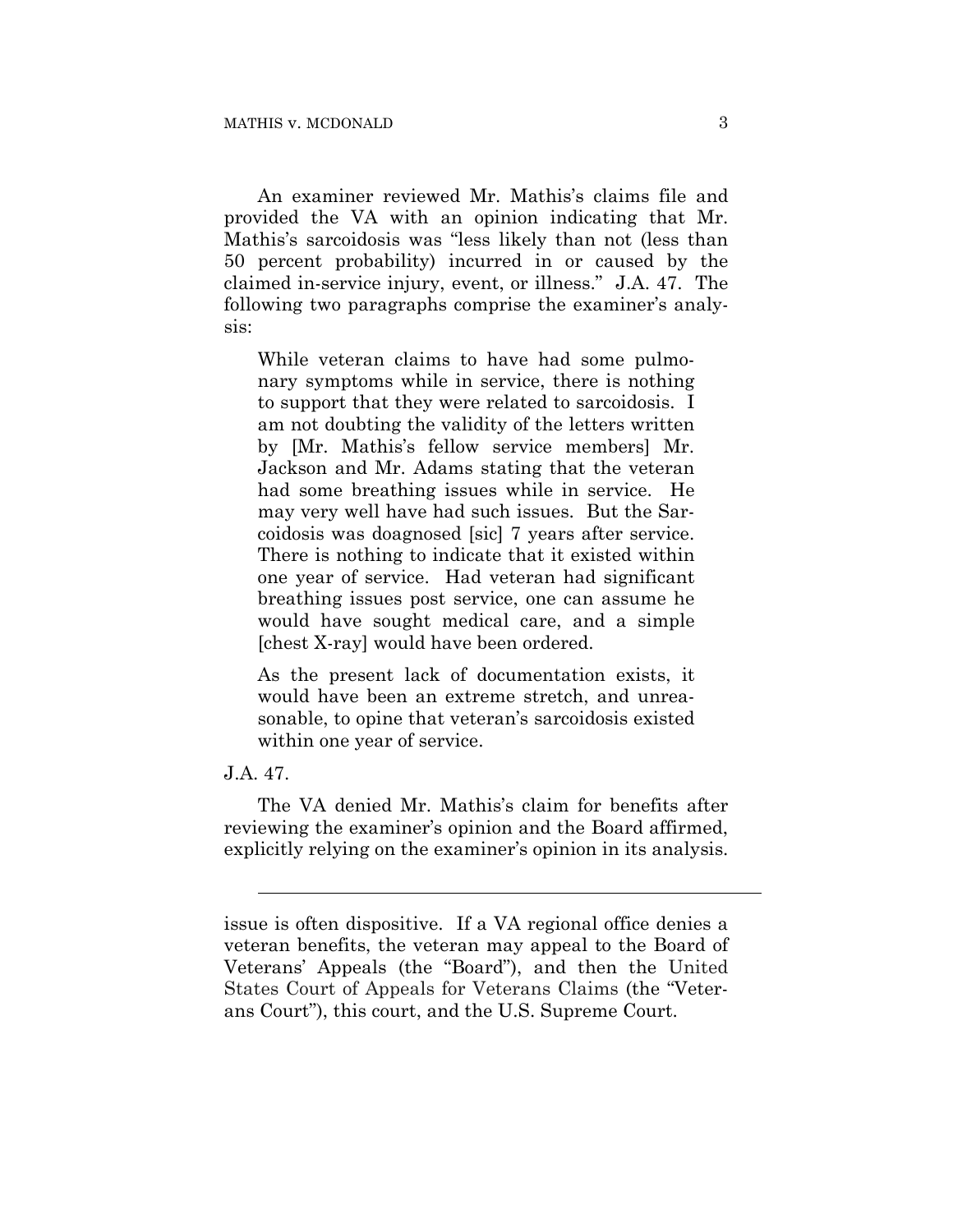An examiner reviewed Mr. Mathis's claims file and provided the VA with an opinion indicating that Mr. Mathis's sarcoidosis was "less likely than not (less than 50 percent probability) incurred in or caused by the claimed in-service injury, event, or illness." J.A. 47. The following two paragraphs comprise the examiner's analysis:

> While veteran claims to have had some pulmonary symptoms while in service, there is nothing to support that they were related to sarcoidosis. I am not doubting the validity of the letters written by [Mr. Mathis's fellow service members] Mr. Jackson and Mr. Adams stating that the veteran had some breathing issues while in service. He may very well have had such issues. But the Sarcoidosis was doagnosed [sic] 7 years after service. There is nothing to indicate that it existed within one year of service. Had veteran had significant breathing issues post service, one can assume he would have sought medical care, and a simple [chest X-ray] would have been ordered.
>
> As the present lack of documentation exists, it would have been an extreme stretch, and unreasonable, to opine that veteran's sarcoidosis existed within one year of service.

J.A. 47.

The VA denied Mr. Mathis's claim for benefits after reviewing the examiner's opinion and the Board affirmed, explicitly relying on the examiner's opinion in its analysis.

---

issue is often dispositive. If a VA regional office denies a veteran benefits, the veteran may appeal to the Board of Veterans' Appeals (the "Board"), and then the United States Court of Appeals for Veterans Claims (the "Veterans Court"), this court, and the U.S. Supreme Court.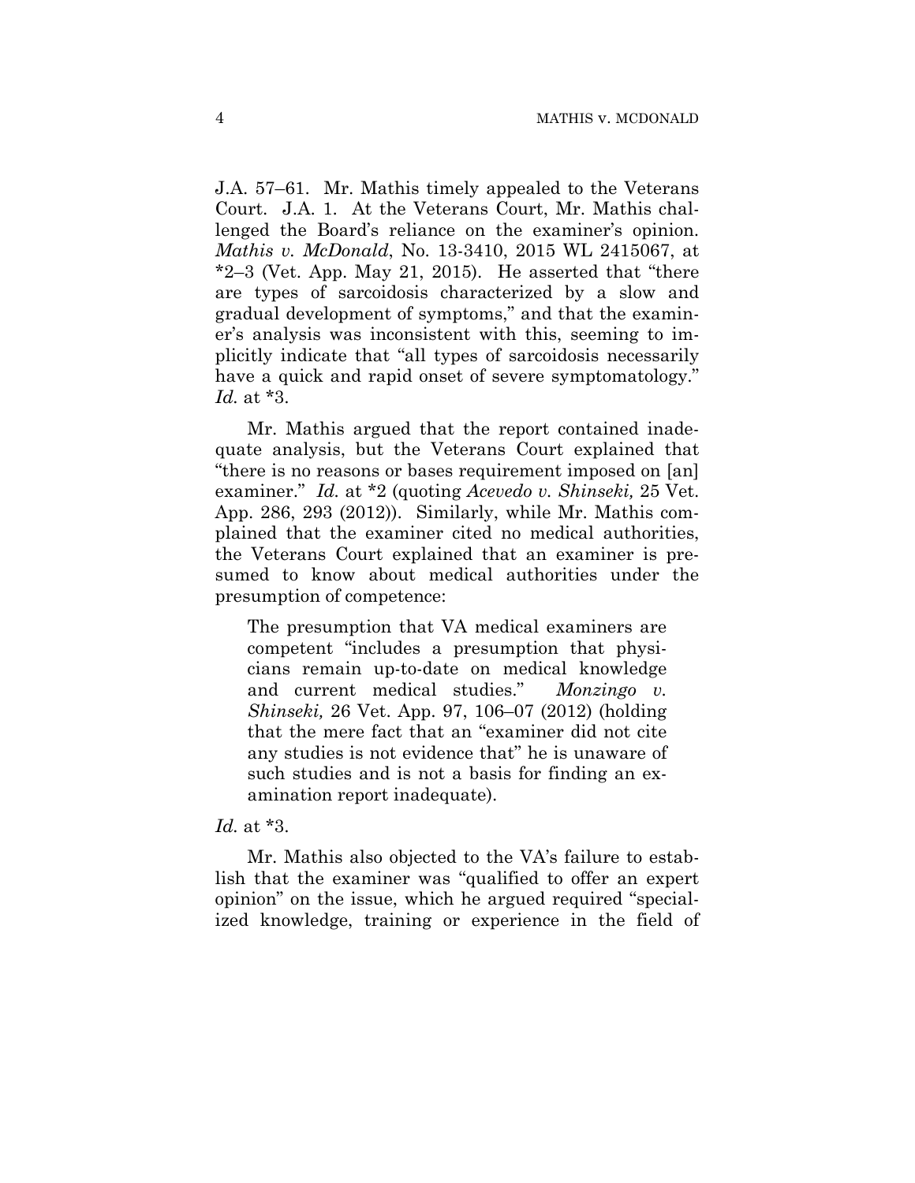J.A. 57–61. Mr. Mathis timely appealed to the Veterans Court. J.A. 1. At the Veterans Court, Mr. Mathis challenged the Board's reliance on the examiner's opinion. *Mathis v. McDonald*, No. 13-3410, 2015 WL 2415067, at *2–3 (Vet. App. May 21, 2015). He asserted that "there are types of sarcoidosis characterized by a slow and gradual development of symptoms," and that the examiner's analysis was inconsistent with this, seeming to implicitly indicate that "all types of sarcoidosis necessarily have a quick and rapid onset of severe symptomatology." *Id.* at *3.

Mr. Mathis argued that the report contained inadequate analysis, but the Veterans Court explained that "there is no reasons or bases requirement imposed on [an] examiner." *Id.* at *2 (quoting *Acevedo v. Shinseki,* 25 Vet. App. 286, 293 (2012)). Similarly, while Mr. Mathis complained that the examiner cited no medical authorities, the Veterans Court explained that an examiner is presumed to know about medical authorities under the presumption of competence:

> The presumption that VA medical examiners are competent "includes a presumption that physicians remain up-to-date on medical knowledge and current medical studies." *Monzingo v. Shinseki,* 26 Vet. App. 97, 106–07 (2012) (holding that the mere fact that an "examiner did not cite any studies is not evidence that" he is unaware of such studies and is not a basis for finding an examination report inadequate).

*Id.* at *3.

Mr. Mathis also objected to the VA's failure to establish that the examiner was "qualified to offer an expert opinion" on the issue, which he argued required "specialized knowledge, training or experience in the field of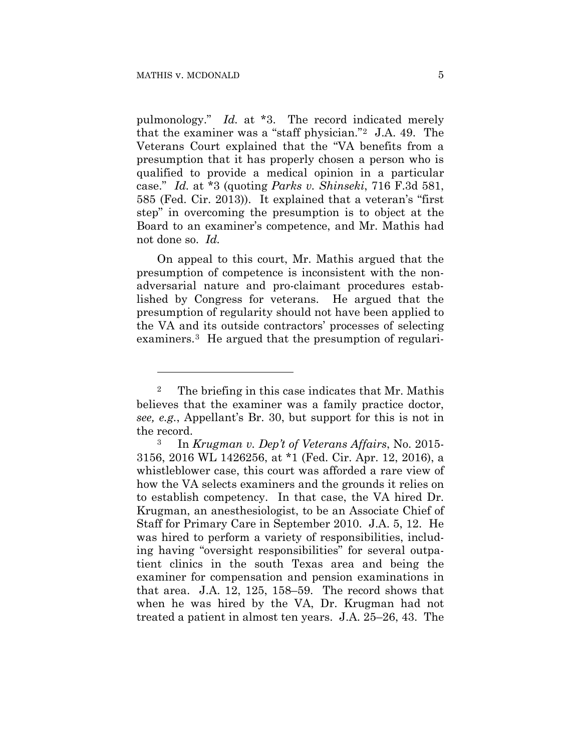pulmonology." *Id.* at *3. The record indicated merely that the examiner was a "staff physician."[2] J.A. 49. The Veterans Court explained that the "VA benefits from a presumption that it has properly chosen a person who is qualified to provide a medical opinion in a particular case." *Id.* at *3 (quoting *Parks v. Shinseki*, 716 F.3d 581, 585 (Fed. Cir. 2013)). It explained that a veteran's "first step" in overcoming the presumption is to object at the Board to an examiner's competence, and Mr. Mathis had not done so. *Id.*

On appeal to this court, Mr. Mathis argued that the presumption of competence is inconsistent with the non-adversarial nature and pro-claimant procedures established by Congress for veterans. He argued that the presumption of regularity should not have been applied to the VA and its outside contractors' processes of selecting examiners.[3] He argued that the presumption of regulari-

---

[2] The briefing in this case indicates that Mr. Mathis believes that the examiner was a family practice doctor, *see, e.g.*, Appellant's Br. 30, but support for this is not in the record.

[3] In *Krugman v. Dep't of Veterans Affairs*, No. 2015-3156, 2016 WL 1426256, at *1 (Fed. Cir. Apr. 12, 2016), a whistleblower case, this court was afforded a rare view of how the VA selects examiners and the grounds it relies on to establish competency. In that case, the VA hired Dr. Krugman, an anesthesiologist, to be an Associate Chief of Staff for Primary Care in September 2010. J.A. 5, 12. He was hired to perform a variety of responsibilities, including having "oversight responsibilities" for several outpatient clinics in the south Texas area and being the examiner for compensation and pension examinations in that area. J.A. 12, 125, 158–59. The record shows that when he was hired by the VA, Dr. Krugman had not treated a patient in almost ten years. J.A. 25–26, 43. The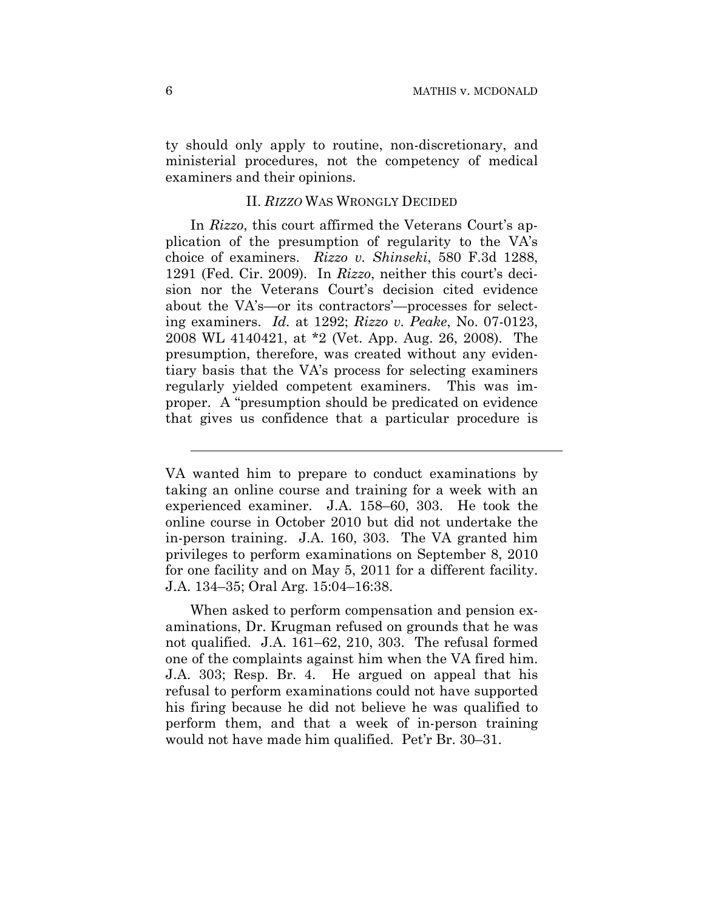ty should only apply to routine, non-discretionary, and ministerial procedures, not the competency of medical examiners and their opinions.

## II. *RIZZO* WAS WRONGLY DECIDED

In *Rizzo*, this court affirmed the Veterans Court's application of the presumption of regularity to the VA's choice of examiners. *Rizzo v. Shinseki*, 580 F.3d 1288, 1291 (Fed. Cir. 2009). In *Rizzo*, neither this court's decision nor the Veterans Court's decision cited evidence about the VA's—or its contractors'—processes for selecting examiners. *Id.* at 1292; *Rizzo v. Peake*, No. 07-0123, 2008 WL 4140421, at *2 (Vet. App. Aug. 26, 2008). The presumption, therefore, was created without any evidentiary basis that the VA's process for selecting examiners regularly yielded competent examiners. This was improper. A "presumption should be predicated on evidence that gives us confidence that a particular procedure is

---

VA wanted him to prepare to conduct examinations by taking an online course and training for a week with an experienced examiner. J.A. 158–60, 303. He took the online course in October 2010 but did not undertake the in-person training. J.A. 160, 303. The VA granted him privileges to perform examinations on September 8, 2010 for one facility and on May 5, 2011 for a different facility. J.A. 134–35; Oral Arg. 15:04–16:38.

When asked to perform compensation and pension examinations, Dr. Krugman refused on grounds that he was not qualified. J.A. 161–62, 210, 303. The refusal formed one of the complaints against him when the VA fired him. J.A. 303; Resp. Br. 4. He argued on appeal that his refusal to perform examinations could not have supported his firing because he did not believe he was qualified to perform them, and that a week of in-person training would not have made him qualified. Pet'r Br. 30–31.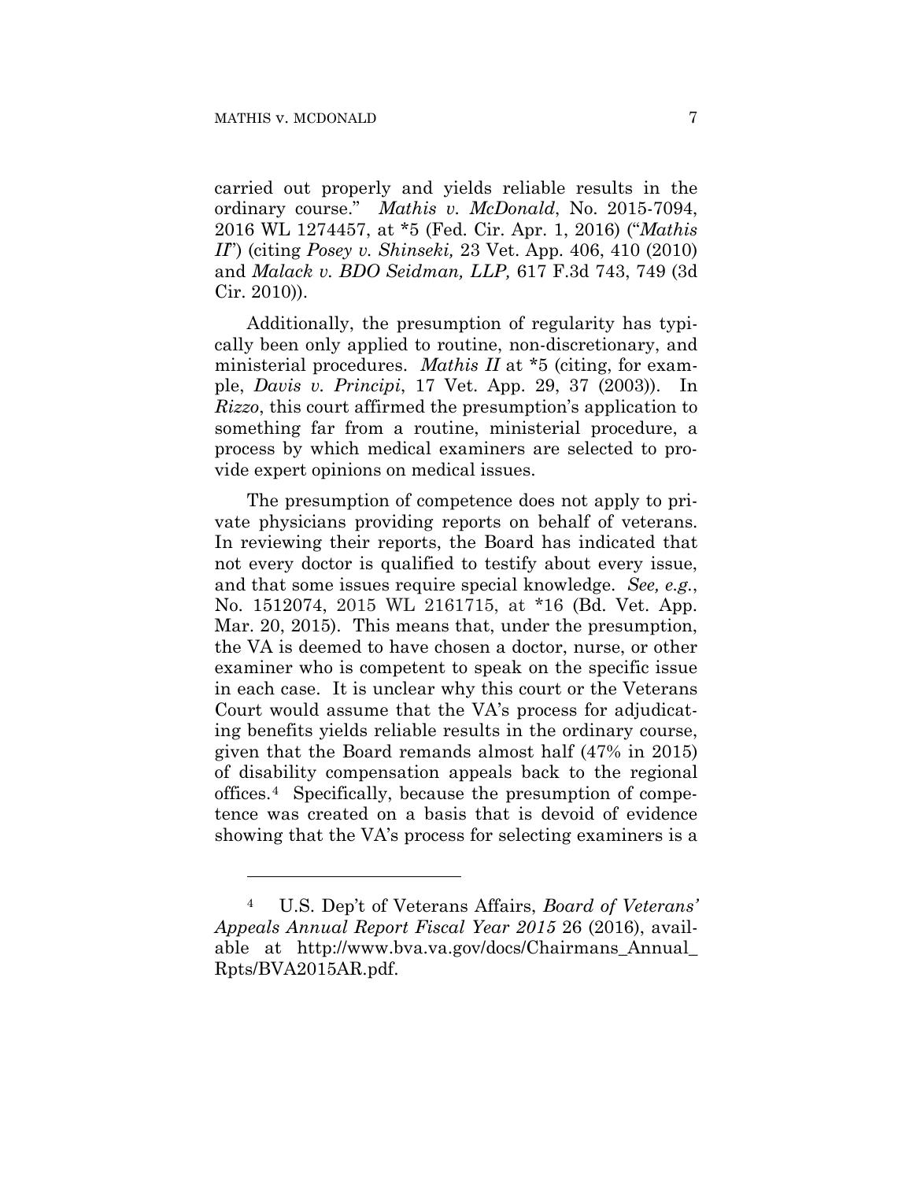carried out properly and yields reliable results in the ordinary course." *Mathis v. McDonald*, No. 2015-7094, 2016 WL 1274457, at *5 (Fed. Cir. Apr. 1, 2016) ("*Mathis II*") (citing *Posey v. Shinseki,* 23 Vet. App. 406, 410 (2010) and *Malack v. BDO Seidman, LLP,* 617 F.3d 743, 749 (3d Cir. 2010)).

Additionally, the presumption of regularity has typically been only applied to routine, non-discretionary, and ministerial procedures. *Mathis II* at *5 (citing, for example, *Davis v. Principi*, 17 Vet. App. 29, 37 (2003)). In *Rizzo*, this court affirmed the presumption's application to something far from a routine, ministerial procedure, a process by which medical examiners are selected to provide expert opinions on medical issues.

The presumption of competence does not apply to private physicians providing reports on behalf of veterans. In reviewing their reports, the Board has indicated that not every doctor is qualified to testify about every issue, and that some issues require special knowledge. *See, e.g.*, No. 1512074, 2015 WL 2161715, at *16 (Bd. Vet. App. Mar. 20, 2015). This means that, under the presumption, the VA is deemed to have chosen a doctor, nurse, or other examiner who is competent to speak on the specific issue in each case. It is unclear why this court or the Veterans Court would assume that the VA's process for adjudicating benefits yields reliable results in the ordinary course, given that the Board remands almost half (47% in 2015) of disability compensation appeals back to the regional offices.[4] Specifically, because the presumption of competence was created on a basis that is devoid of evidence showing that the VA's process for selecting examiners is a

---

[4] U.S. Dep't of Veterans Affairs, *Board of Veterans' Appeals Annual Report Fiscal Year 2015* 26 (2016), available at http://www.bva.va.gov/docs/Chairmans_Annual_Rpts/BVA2015AR.pdf.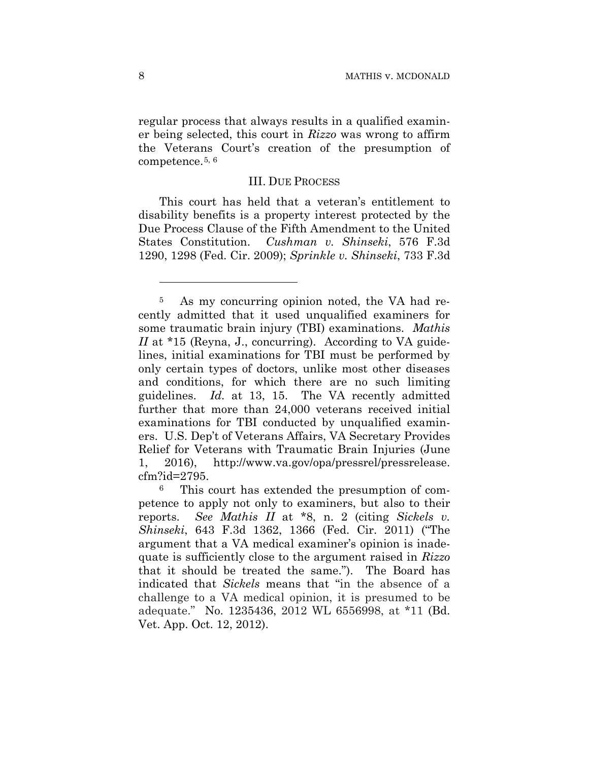regular process that always results in a qualified examiner being selected, this court in *Rizzo* was wrong to affirm the Veterans Court's creation of the presumption of competence.[5, 6]

### III. DUE PROCESS

This court has held that a veteran's entitlement to disability benefits is a property interest protected by the Due Process Clause of the Fifth Amendment to the United States Constitution. *Cushman v. Shinseki*, 576 F.3d 1290, 1298 (Fed. Cir. 2009); *Sprinkle v. Shinseki*, 733 F.3d

---

[5] As my concurring opinion noted, the VA had recently admitted that it used unqualified examiners for some traumatic brain injury (TBI) examinations. *Mathis II* at *15 (Reyna, J., concurring). According to VA guidelines, initial examinations for TBI must be performed by only certain types of doctors, unlike most other diseases and conditions, for which there are no such limiting guidelines. *Id.* at 13, 15. The VA recently admitted further that more than 24,000 veterans received initial examinations for TBI conducted by unqualified examiners. U.S. Dep't of Veterans Affairs, VA Secretary Provides Relief for Veterans with Traumatic Brain Injuries (June 1, 2016), http://www.va.gov/opa/pressrel/pressrelease.cfm?id=2795.

[6] This court has extended the presumption of competence to apply not only to examiners, but also to their reports. *See Mathis II* at *8, n. 2 (citing *Sickels v. Shinseki*, 643 F.3d 1362, 1366 (Fed. Cir. 2011) ("The argument that a VA medical examiner's opinion is inadequate is sufficiently close to the argument raised in *Rizzo* that it should be treated the same."). The Board has indicated that *Sickels* means that "in the absence of a challenge to a VA medical opinion, it is presumed to be adequate." No. 1235436, 2012 WL 6556998, at *11 (Bd. Vet. App. Oct. 12, 2012).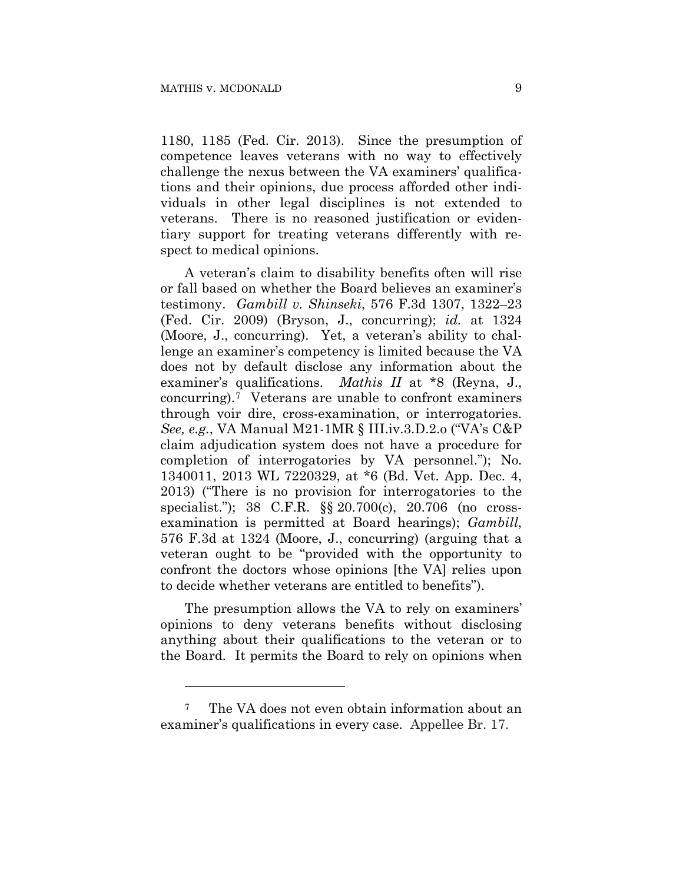1180, 1185 (Fed. Cir. 2013). Since the presumption of competence leaves veterans with no way to effectively challenge the nexus between the VA examiners' qualifications and their opinions, due process afforded other individuals in other legal disciplines is not extended to veterans. There is no reasoned justification or evidentiary support for treating veterans differently with respect to medical opinions.

A veteran's claim to disability benefits often will rise or fall based on whether the Board believes an examiner's testimony. *Gambill v. Shinseki*, 576 F.3d 1307, 1322–23 (Fed. Cir. 2009) (Bryson, J., concurring); *id.* at 1324 (Moore, J., concurring). Yet, a veteran's ability to challenge an examiner's competency is limited because the VA does not by default disclose any information about the examiner's qualifications. *Mathis II* at *8 (Reyna, J., concurring).[7] Veterans are unable to confront examiners through voir dire, cross-examination, or interrogatories. *See, e.g.*, VA Manual M21-1MR § III.iv.3.D.2.o ("VA's C&P claim adjudication system does not have a procedure for completion of interrogatories by VA personnel."); No. 1340011, 2013 WL 7220329, at *6 (Bd. Vet. App. Dec. 4, 2013) ("There is no provision for interrogatories to the specialist."); 38 C.F.R. §§ 20.700(c), 20.706 (no cross-examination is permitted at Board hearings); *Gambill*, 576 F.3d at 1324 (Moore, J., concurring) (arguing that a veteran ought to be "provided with the opportunity to confront the doctors whose opinions [the VA] relies upon to decide whether veterans are entitled to benefits").

The presumption allows the VA to rely on examiners' opinions to deny veterans benefits without disclosing anything about their qualifications to the veteran or to the Board. It permits the Board to rely on opinions when

---

[7] The VA does not even obtain information about an examiner's qualifications in every case. Appellee Br. 17.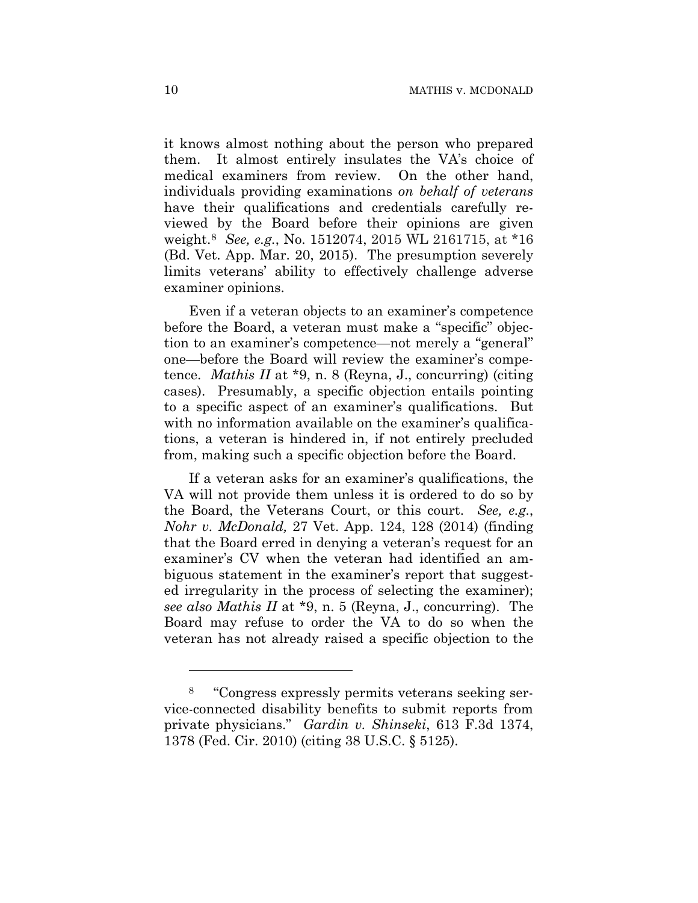it knows almost nothing about the person who prepared them. It almost entirely insulates the VA's choice of medical examiners from review. On the other hand, individuals providing examinations *on behalf of veterans* have their qualifications and credentials carefully reviewed by the Board before their opinions are given weight.[8] *See, e.g.*, No. 1512074, 2015 WL 2161715, at *16 (Bd. Vet. App. Mar. 20, 2015). The presumption severely limits veterans' ability to effectively challenge adverse examiner opinions.

Even if a veteran objects to an examiner's competence before the Board, a veteran must make a "specific" objection to an examiner's competence—not merely a "general" one—before the Board will review the examiner's competence. *Mathis II* at *9, n. 8 (Reyna, J., concurring) (citing cases). Presumably, a specific objection entails pointing to a specific aspect of an examiner's qualifications. But with no information available on the examiner's qualifications, a veteran is hindered in, if not entirely precluded from, making such a specific objection before the Board.

If a veteran asks for an examiner's qualifications, the VA will not provide them unless it is ordered to do so by the Board, the Veterans Court, or this court. *See, e.g.*, *Nohr v. McDonald,* 27 Vet. App. 124, 128 (2014) (finding that the Board erred in denying a veteran's request for an examiner's CV when the veteran had identified an ambiguous statement in the examiner's report that suggested irregularity in the process of selecting the examiner); *see also Mathis II* at *9, n. 5 (Reyna, J., concurring). The Board may refuse to order the VA to do so when the veteran has not already raised a specific objection to the

---

[8] "Congress expressly permits veterans seeking service-connected disability benefits to submit reports from private physicians." *Gardin v. Shinseki*, 613 F.3d 1374, 1378 (Fed. Cir. 2010) (citing 38 U.S.C. § 5125).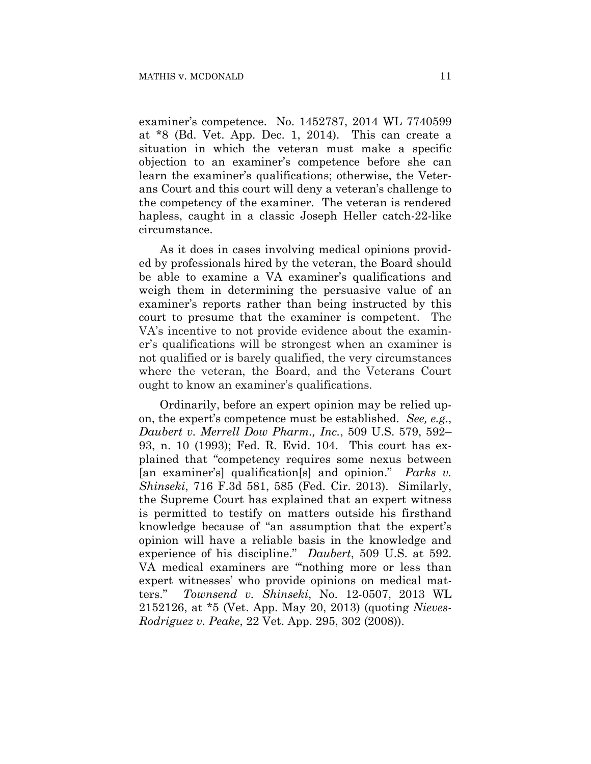examiner's competence. No. 1452787, 2014 WL 7740599 at *8 (Bd. Vet. App. Dec. 1, 2014). This can create a situation in which the veteran must make a specific objection to an examiner's competence before she can learn the examiner's qualifications; otherwise, the Veterans Court and this court will deny a veteran's challenge to the competency of the examiner. The veteran is rendered hapless, caught in a classic Joseph Heller catch-22-like circumstance.

As it does in cases involving medical opinions provided by professionals hired by the veteran, the Board should be able to examine a VA examiner's qualifications and weigh them in determining the persuasive value of an examiner's reports rather than being instructed by this court to presume that the examiner is competent. The VA's incentive to not provide evidence about the examiner's qualifications will be strongest when an examiner is not qualified or is barely qualified, the very circumstances where the veteran, the Board, and the Veterans Court ought to know an examiner's qualifications.

Ordinarily, before an expert opinion may be relied upon, the expert's competence must be established. *See, e.g.*, *Daubert v. Merrell Dow Pharm., Inc.*, 509 U.S. 579, 592–93, n. 10 (1993); Fed. R. Evid. 104. This court has explained that "competency requires some nexus between [an examiner's] qualification[s] and opinion." *Parks v. Shinseki*, 716 F.3d 581, 585 (Fed. Cir. 2013). Similarly, the Supreme Court has explained that an expert witness is permitted to testify on matters outside his firsthand knowledge because of "an assumption that the expert's opinion will have a reliable basis in the knowledge and experience of his discipline." *Daubert*, 509 U.S. at 592. VA medical examiners are "'nothing more or less than expert witnesses' who provide opinions on medical matters." *Townsend v. Shinseki*, No. 12-0507, 2013 WL 2152126, at *5 (Vet. App. May 20, 2013) (quoting *Nieves-Rodriguez v. Peake*, 22 Vet. App. 295, 302 (2008)).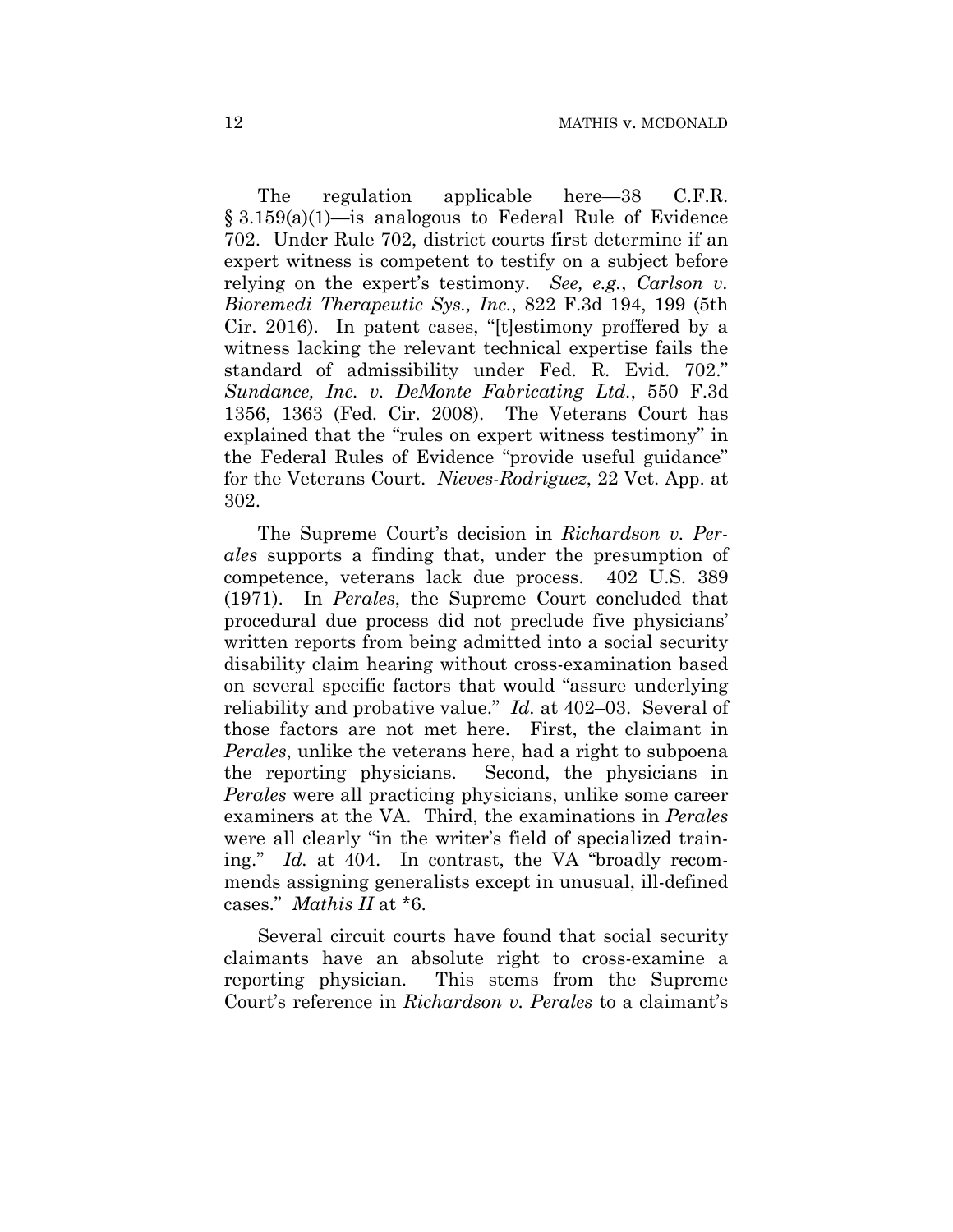The regulation applicable here—38 C.F.R. § 3.159(a)(1)—is analogous to Federal Rule of Evidence 702. Under Rule 702, district courts first determine if an expert witness is competent to testify on a subject before relying on the expert's testimony. *See, e.g.*, *Carlson v. Bioremedi Therapeutic Sys., Inc.*, 822 F.3d 194, 199 (5th Cir. 2016). In patent cases, "[t]estimony proffered by a witness lacking the relevant technical expertise fails the standard of admissibility under Fed. R. Evid. 702." *Sundance, Inc. v. DeMonte Fabricating Ltd.*, 550 F.3d 1356, 1363 (Fed. Cir. 2008). The Veterans Court has explained that the "rules on expert witness testimony" in the Federal Rules of Evidence "provide useful guidance" for the Veterans Court. *Nieves-Rodriguez*, 22 Vet. App. at 302.

The Supreme Court's decision in *Richardson v. Perales* supports a finding that, under the presumption of competence, veterans lack due process. 402 U.S. 389 (1971). In *Perales*, the Supreme Court concluded that procedural due process did not preclude five physicians' written reports from being admitted into a social security disability claim hearing without cross-examination based on several specific factors that would "assure underlying reliability and probative value." *Id.* at 402–03. Several of those factors are not met here. First, the claimant in *Perales*, unlike the veterans here, had a right to subpoena the reporting physicians. Second, the physicians in *Perales* were all practicing physicians, unlike some career examiners at the VA. Third, the examinations in *Perales* were all clearly "in the writer's field of specialized training." *Id.* at 404. In contrast, the VA "broadly recommends assigning generalists except in unusual, ill-defined cases." *Mathis II* at *6.

Several circuit courts have found that social security claimants have an absolute right to cross-examine a reporting physician. This stems from the Supreme Court's reference in *Richardson v. Perales* to a claimant's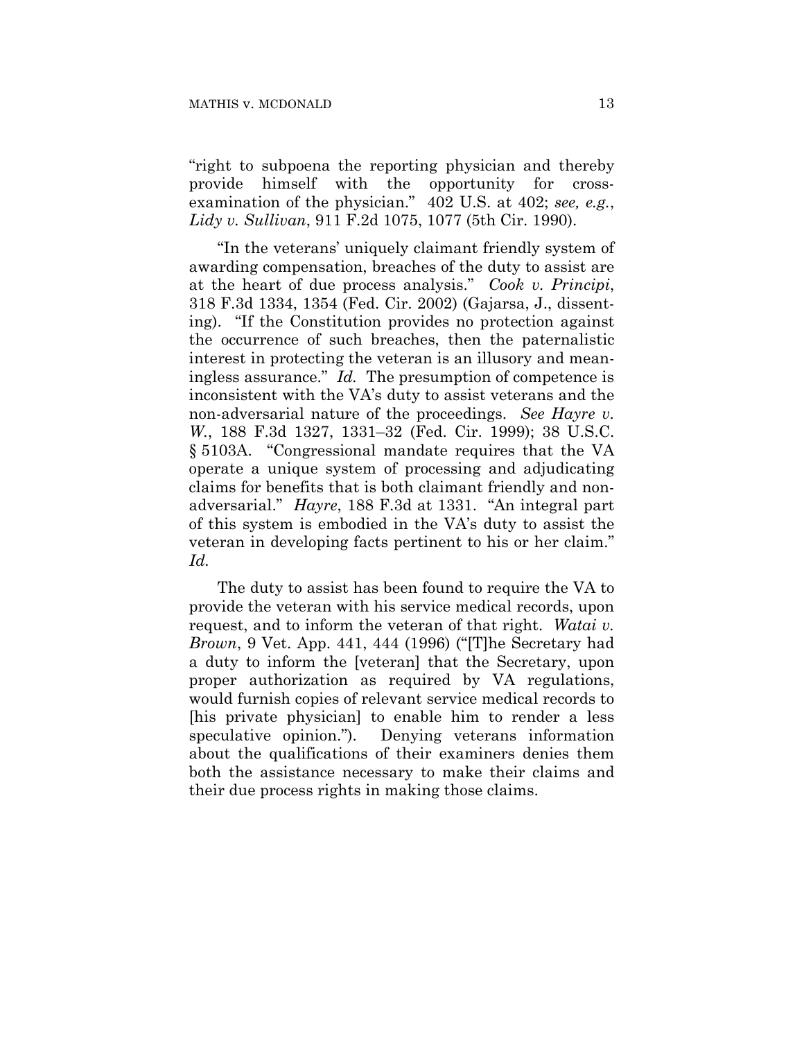"right to subpoena the reporting physician and thereby provide himself with the opportunity for cross-examination of the physician." 402 U.S. at 402; *see, e.g.*, *Lidy v. Sullivan*, 911 F.2d 1075, 1077 (5th Cir. 1990).

"In the veterans' uniquely claimant friendly system of awarding compensation, breaches of the duty to assist are at the heart of due process analysis." *Cook v. Principi*, 318 F.3d 1334, 1354 (Fed. Cir. 2002) (Gajarsa, J., dissenting). "If the Constitution provides no protection against the occurrence of such breaches, then the paternalistic interest in protecting the veteran is an illusory and meaningless assurance." *Id.* The presumption of competence is inconsistent with the VA's duty to assist veterans and the non-adversarial nature of the proceedings. *See Hayre v. W.*, 188 F.3d 1327, 1331–32 (Fed. Cir. 1999); 38 U.S.C. § 5103A. "Congressional mandate requires that the VA operate a unique system of processing and adjudicating claims for benefits that is both claimant friendly and non-adversarial." *Hayre*, 188 F.3d at 1331. "An integral part of this system is embodied in the VA's duty to assist the veteran in developing facts pertinent to his or her claim." *Id.*

The duty to assist has been found to require the VA to provide the veteran with his service medical records, upon request, and to inform the veteran of that right. *Watai v. Brown*, 9 Vet. App. 441, 444 (1996) ("[T]he Secretary had a duty to inform the [veteran] that the Secretary, upon proper authorization as required by VA regulations, would furnish copies of relevant service medical records to [his private physician] to enable him to render a less speculative opinion."). Denying veterans information about the qualifications of their examiners denies them both the assistance necessary to make their claims and their due process rights in making those claims.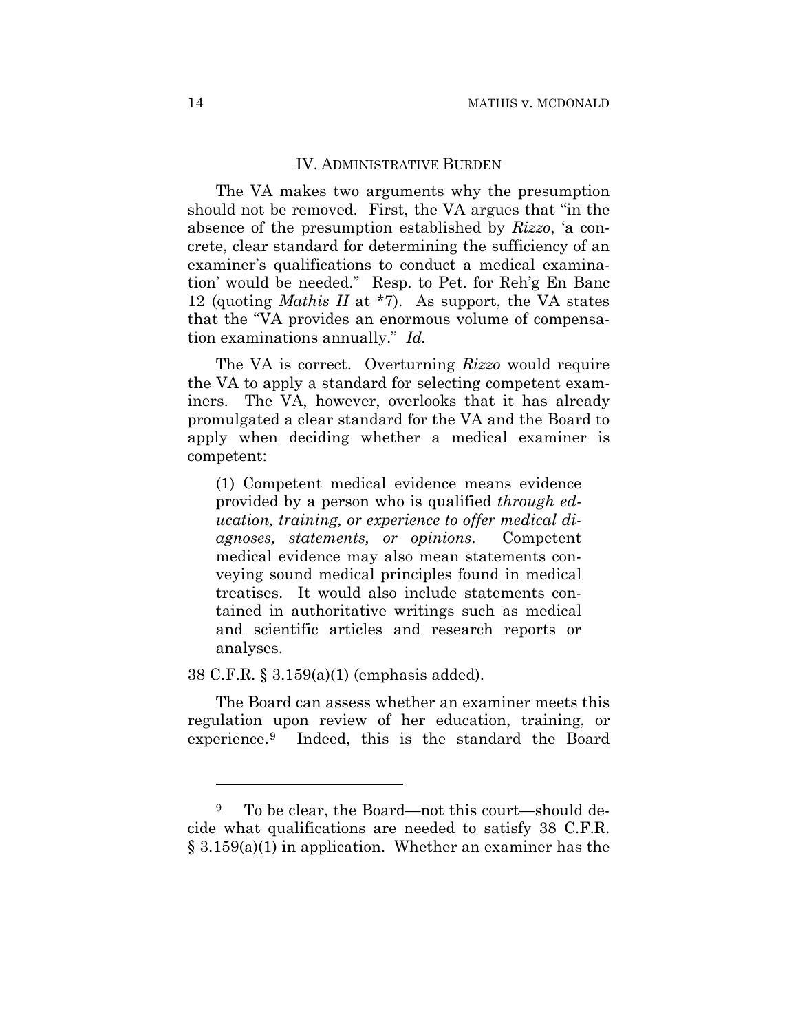## IV. ADMINISTRATIVE BURDEN

The VA makes two arguments why the presumption should not be removed. First, the VA argues that "in the absence of the presumption established by *Rizzo*, 'a concrete, clear standard for determining the sufficiency of an examiner's qualifications to conduct a medical examination' would be needed." Resp. to Pet. for Reh'g En Banc 12 (quoting *Mathis II* at *7). As support, the VA states that the "VA provides an enormous volume of compensation examinations annually." *Id.*

The VA is correct. Overturning *Rizzo* would require the VA to apply a standard for selecting competent examiners. The VA, however, overlooks that it has already promulgated a clear standard for the VA and the Board to apply when deciding whether a medical examiner is competent:

> (1) Competent medical evidence means evidence provided by a person who is qualified *through education, training, or experience to offer medical diagnoses, statements, or opinions*. Competent medical evidence may also mean statements conveying sound medical principles found in medical treatises. It would also include statements contained in authoritative writings such as medical and scientific articles and research reports or analyses.

38 C.F.R. § 3.159(a)(1) (emphasis added).

The Board can assess whether an examiner meets this regulation upon review of her education, training, or experience.[9] Indeed, this is the standard the Board

---

[9] To be clear, the Board—not this court—should decide what qualifications are needed to satisfy 38 C.F.R. § 3.159(a)(1) in application. Whether an examiner has the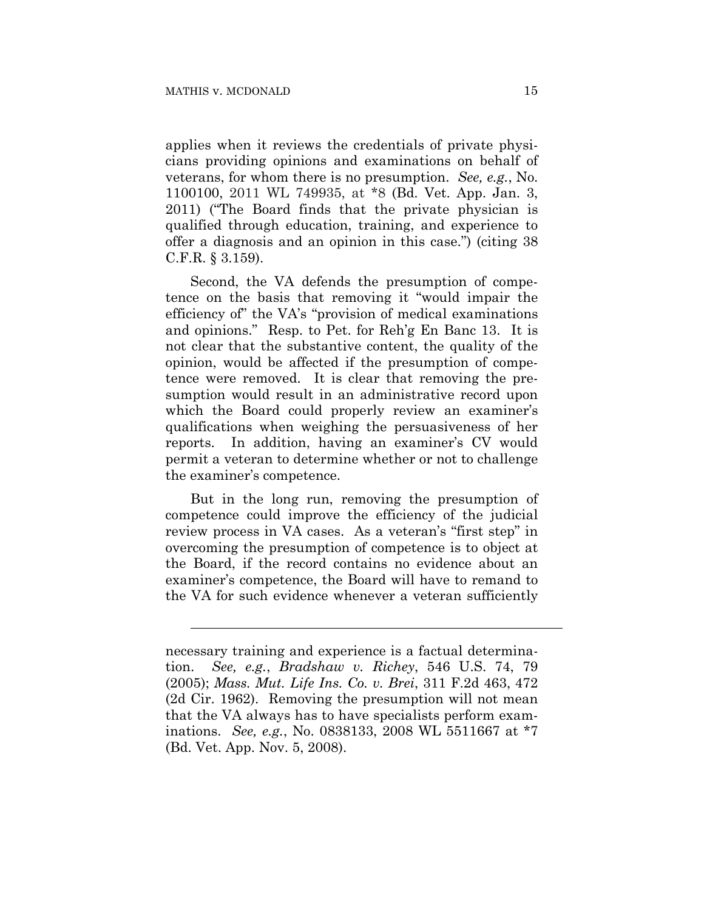applies when it reviews the credentials of private physicians providing opinions and examinations on behalf of veterans, for whom there is no presumption. *See, e.g.*, No. 1100100, 2011 WL 749935, at *8 (Bd. Vet. App. Jan. 3, 2011) ("The Board finds that the private physician is qualified through education, training, and experience to offer a diagnosis and an opinion in this case.") (citing 38 C.F.R. § 3.159).

Second, the VA defends the presumption of competence on the basis that removing it "would impair the efficiency of" the VA's "provision of medical examinations and opinions." Resp. to Pet. for Reh'g En Banc 13. It is not clear that the substantive content, the quality of the opinion, would be affected if the presumption of competence were removed. It is clear that removing the presumption would result in an administrative record upon which the Board could properly review an examiner's qualifications when weighing the persuasiveness of her reports. In addition, having an examiner's CV would permit a veteran to determine whether or not to challenge the examiner's competence.

But in the long run, removing the presumption of competence could improve the efficiency of the judicial review process in VA cases. As a veteran's "first step" in overcoming the presumption of competence is to object at the Board, if the record contains no evidence about an examiner's competence, the Board will have to remand to the VA for such evidence whenever a veteran sufficiently

---

necessary training and experience is a factual determination. *See, e.g.*, *Bradshaw v. Richey*, 546 U.S. 74, 79 (2005); *Mass. Mut. Life Ins. Co. v. Brei*, 311 F.2d 463, 472 (2d Cir. 1962). Removing the presumption will not mean that the VA always has to have specialists perform examinations. *See, e.g.*, No. 0838133, 2008 WL 5511667 at *7 (Bd. Vet. App. Nov. 5, 2008).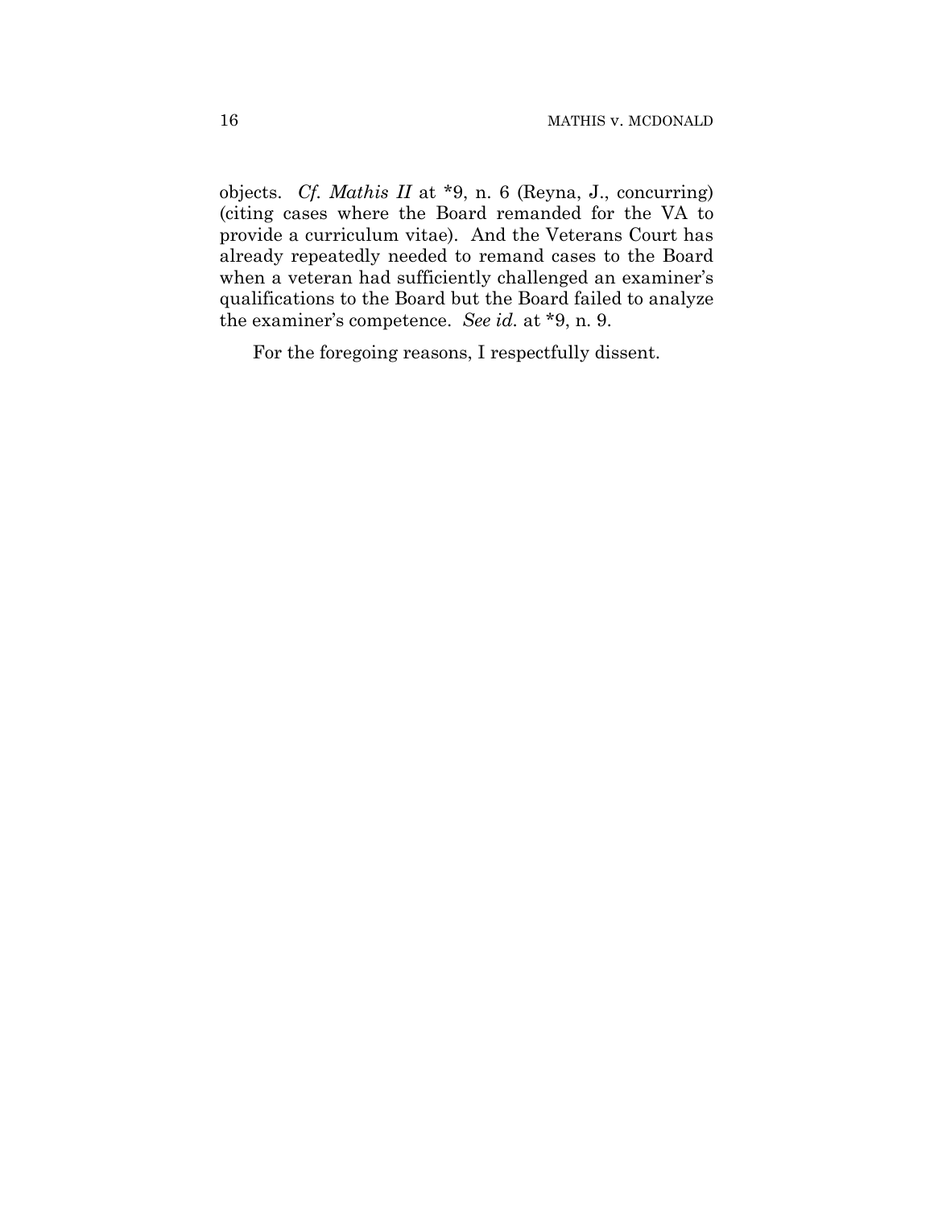objects. *Cf. Mathis II* at *9, n. 6 (Reyna, J., concurring) (citing cases where the Board remanded for the VA to provide a curriculum vitae). And the Veterans Court has already repeatedly needed to remand cases to the Board when a veteran had sufficiently challenged an examiner's qualifications to the Board but the Board failed to analyze the examiner's competence. *See id.* at *9, n. 9.

For the foregoing reasons, I respectfully dissent.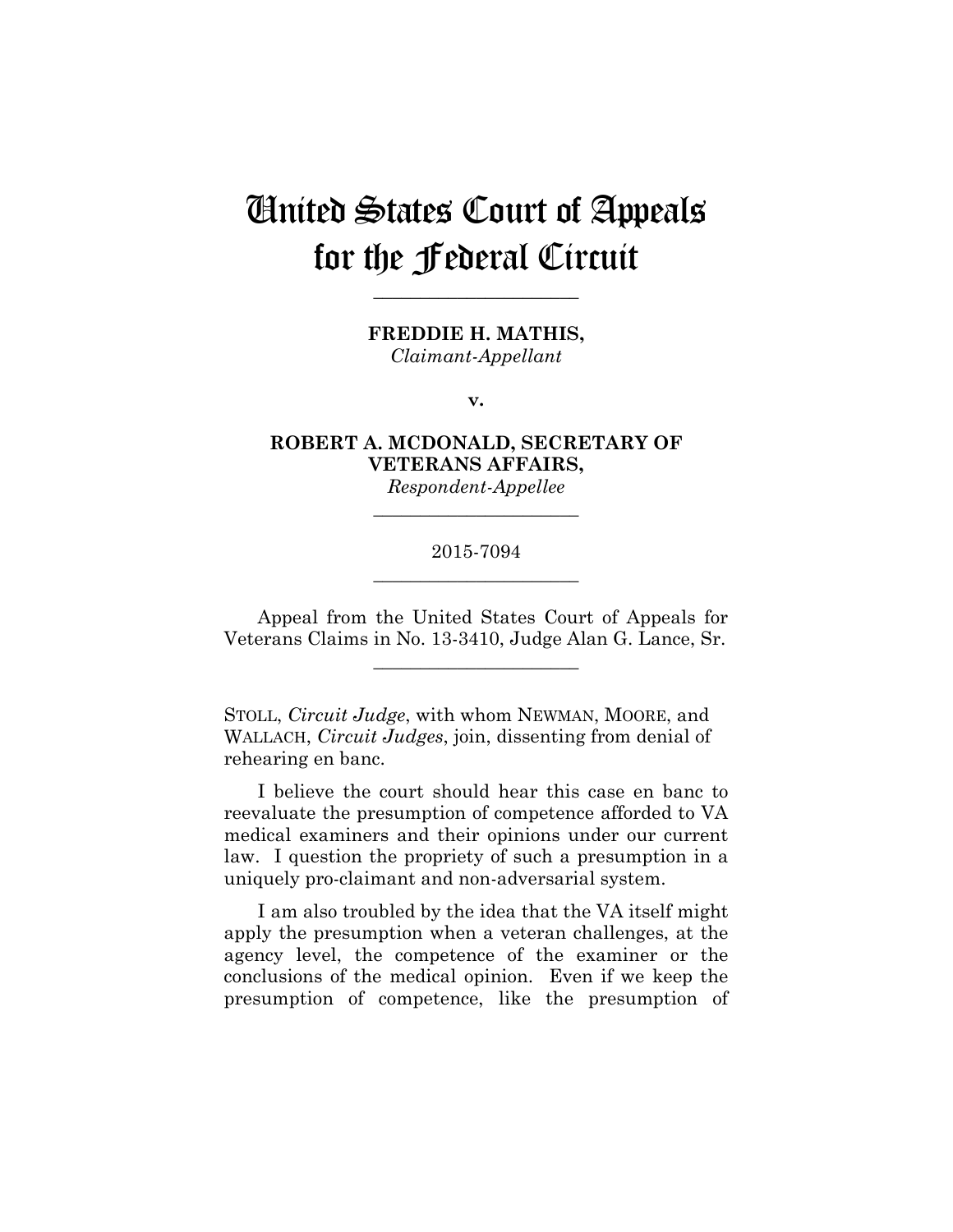# United States Court of Appeals for the Federal Circuit

---

**FREDDIE H. MATHIS,**
*Claimant-Appellant*

**v.**

**ROBERT A. MCDONALD, SECRETARY OF VETERANS AFFAIRS,**
*Respondent-Appellee*

---

2015-7094

---

Appeal from the United States Court of Appeals for Veterans Claims in No. 13-3410, Judge Alan G. Lance, Sr.

---

STOLL, *Circuit Judge*, with whom NEWMAN, MOORE, and WALLACH, *Circuit Judges*, join, dissenting from denial of rehearing en banc.

I believe the court should hear this case en banc to reevaluate the presumption of competence afforded to VA medical examiners and their opinions under our current law. I question the propriety of such a presumption in a uniquely pro-claimant and non-adversarial system.

I am also troubled by the idea that the VA itself might apply the presumption when a veteran challenges, at the agency level, the competence of the examiner or the conclusions of the medical opinion. Even if we keep the presumption of competence, like the presumption of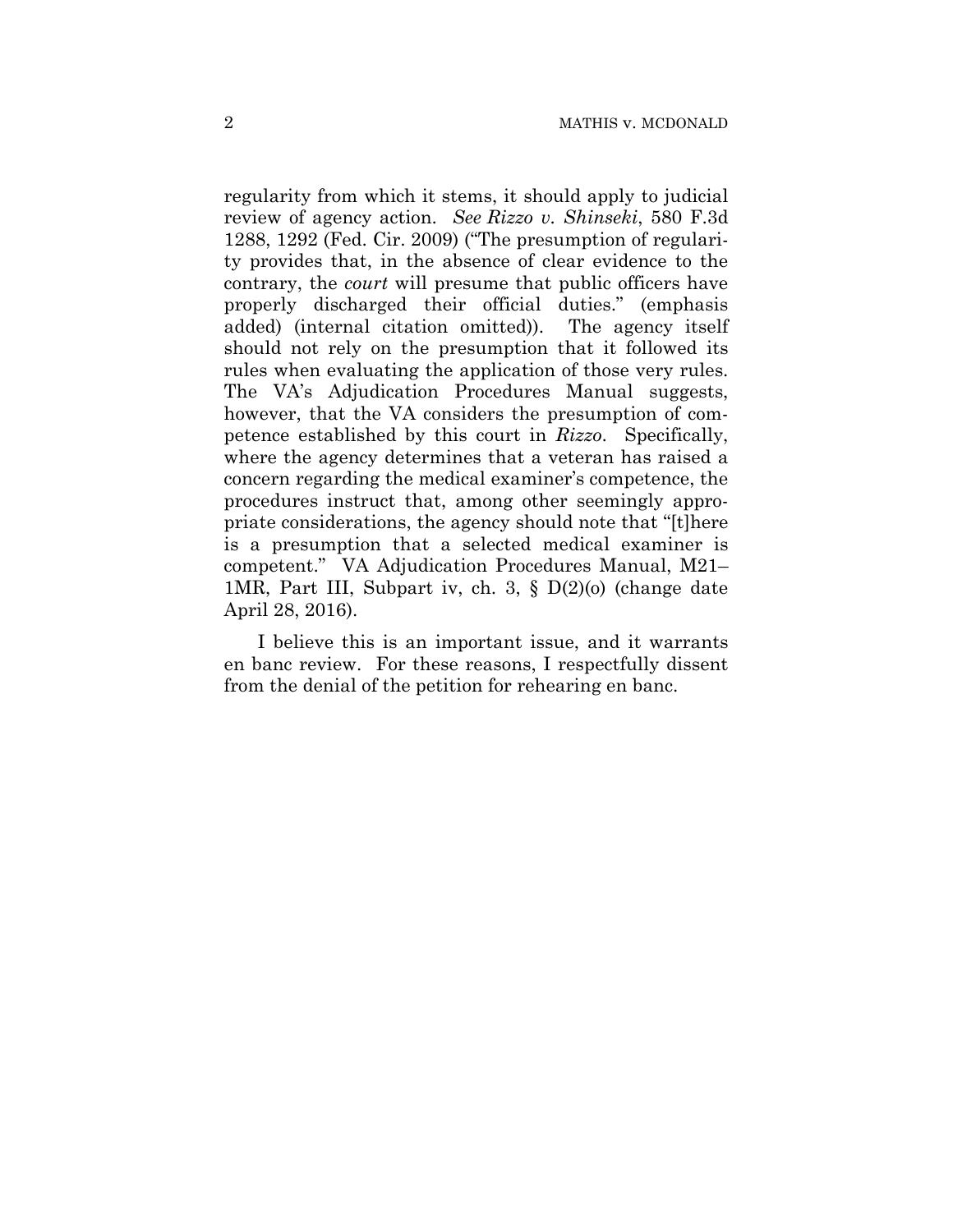regularity from which it stems, it should apply to judicial review of agency action. *See Rizzo v. Shinseki*, 580 F.3d 1288, 1292 (Fed. Cir. 2009) ("The presumption of regularity provides that, in the absence of clear evidence to the contrary, the *court* will presume that public officers have properly discharged their official duties." (emphasis added) (internal citation omitted)). The agency itself should not rely on the presumption that it followed its rules when evaluating the application of those very rules. The VA's Adjudication Procedures Manual suggests, however, that the VA considers the presumption of competence established by this court in *Rizzo*. Specifically, where the agency determines that a veteran has raised a concern regarding the medical examiner's competence, the procedures instruct that, among other seemingly appropriate considerations, the agency should note that "[t]here is a presumption that a selected medical examiner is competent." VA Adjudication Procedures Manual, M21–1MR, Part III, Subpart iv, ch. 3, § D(2)(o) (change date April 28, 2016).

I believe this is an important issue, and it warrants en banc review. For these reasons, I respectfully dissent from the denial of the petition for rehearing en banc.